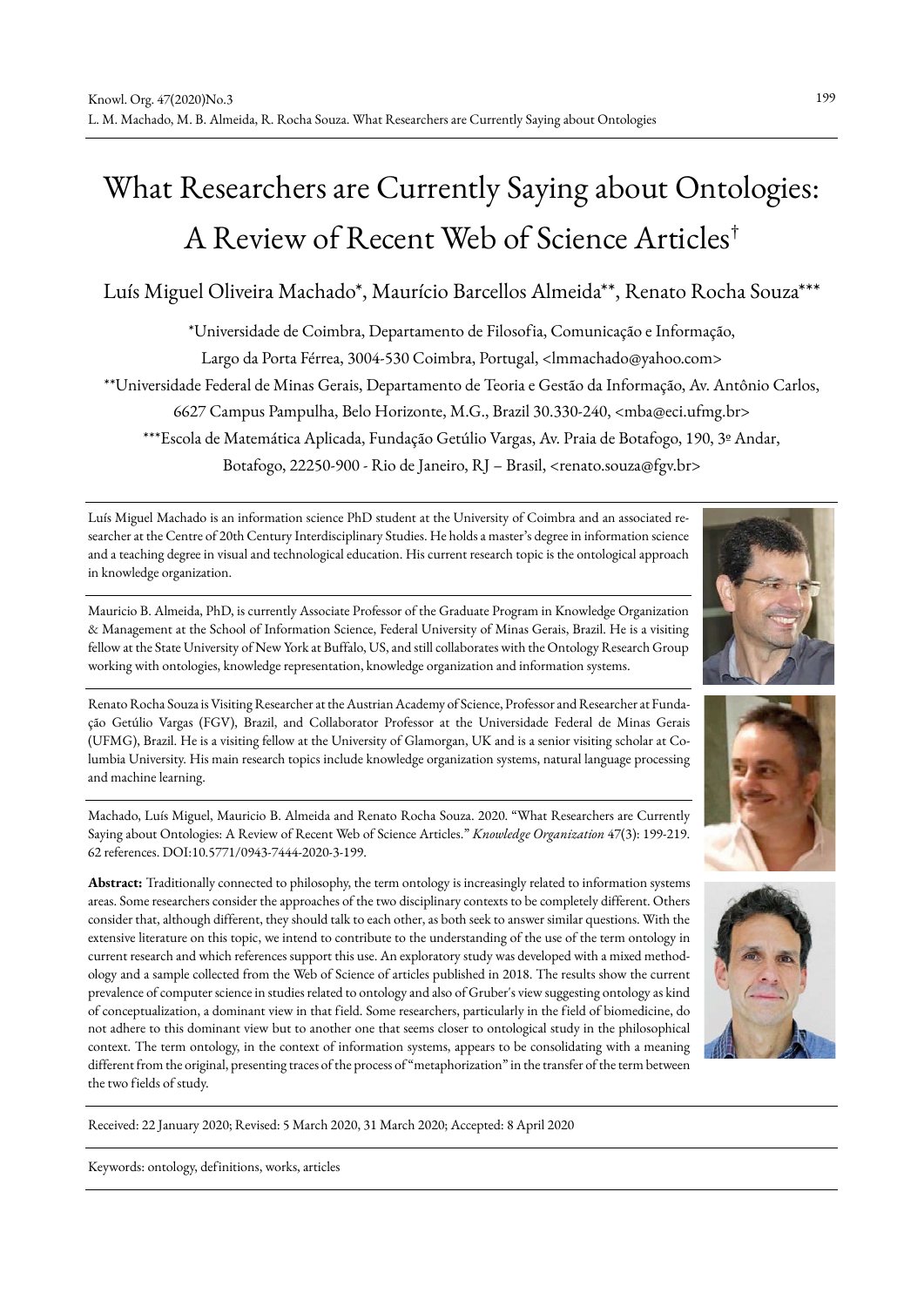# What Researchers are Currently Saying about Ontologies: A Review of Recent Web of Science Articles[†]

Luís Miguel Oliveira Machado[*], Maurício Barcellos Almeida[**], Renato Rocha Souza[***]

[*]Universidade de Coimbra, Departamento de Filosofia, Comunicação e Informação, Largo da Porta Férrea, 3004-530 Coimbra, Portugal, <lmmachado@yahoo.com>

[**]Universidade Federal de Minas Gerais, Departamento de Teoria e Gestão da Informação, Av. Antônio Carlos, 6627 Campus Pampulha, Belo Horizonte, M.G., Brazil 30.330-240, <mba@eci.ufmg.br>

[***]Escola de Matemática Aplicada, Fundação Getúlio Vargas, Av. Praia de Botafogo, 190, 3º Andar, Botafogo, 22250-900 - Rio de Janeiro, RJ – Brasil, <renato.souza@fgv.br>

Luís Miguel Machado is an information science PhD student at the University of Coimbra and an associated researcher at the Centre of 20th Century Interdisciplinary Studies. He holds a master's degree in information science and a teaching degree in visual and technological education. His current research topic is the ontological approach in knowledge organization.

Mauricio B. Almeida, PhD, is currently Associate Professor of the Graduate Program in Knowledge Organization & Management at the School of Information Science, Federal University of Minas Gerais, Brazil. He is a visiting fellow at the State University of New York at Buffalo, US, and still collaborates with the Ontology Research Group working with ontologies, knowledge representation, knowledge organization and information systems.

Renato Rocha Souza is Visiting Researcher at the Austrian Academy of Science, Professor and Researcher at Fundação Getúlio Vargas (FGV), Brazil, and Collaborator Professor at the Universidade Federal de Minas Gerais (UFMG), Brazil. He is a visiting fellow at the University of Glamorgan, UK and is a senior visiting scholar at Columbia University. His main research topics include knowledge organization systems, natural language processing and machine learning.

Machado, Luís Miguel, Mauricio B. Almeida and Renato Rocha Souza. 2020. "What Researchers are Currently Saying about Ontologies: A Review of Recent Web of Science Articles." *Knowledge Organization* 47(3): 199-219. 62 references. DOI:10.5771/0943-7444-2020-3-199.

**Abstract:** Traditionally connected to philosophy, the term ontology is increasingly related to information systems areas. Some researchers consider the approaches of the two disciplinary contexts to be completely different. Others consider that, although different, they should talk to each other, as both seek to answer similar questions. With the extensive literature on this topic, we intend to contribute to the understanding of the use of the term ontology in current research and which references support this use. An exploratory study was developed with a mixed methodology and a sample collected from the Web of Science of articles published in 2018. The results show the current prevalence of computer science in studies related to ontology and also of Gruber's view suggesting ontology as kind of conceptualization, a dominant view in that field. Some researchers, particularly in the field of biomedicine, do not adhere to this dominant view but to another one that seems closer to ontological study in the philosophical context. The term ontology, in the context of information systems, appears to be consolidating with a meaning different from the original, presenting traces of the process of "metaphorization" in the transfer of the term between the two fields of study.

Received: 22 January 2020; Revised: 5 March 2020, 31 March 2020; Accepted: 8 April 2020

Keywords: ontology, definitions, works, articles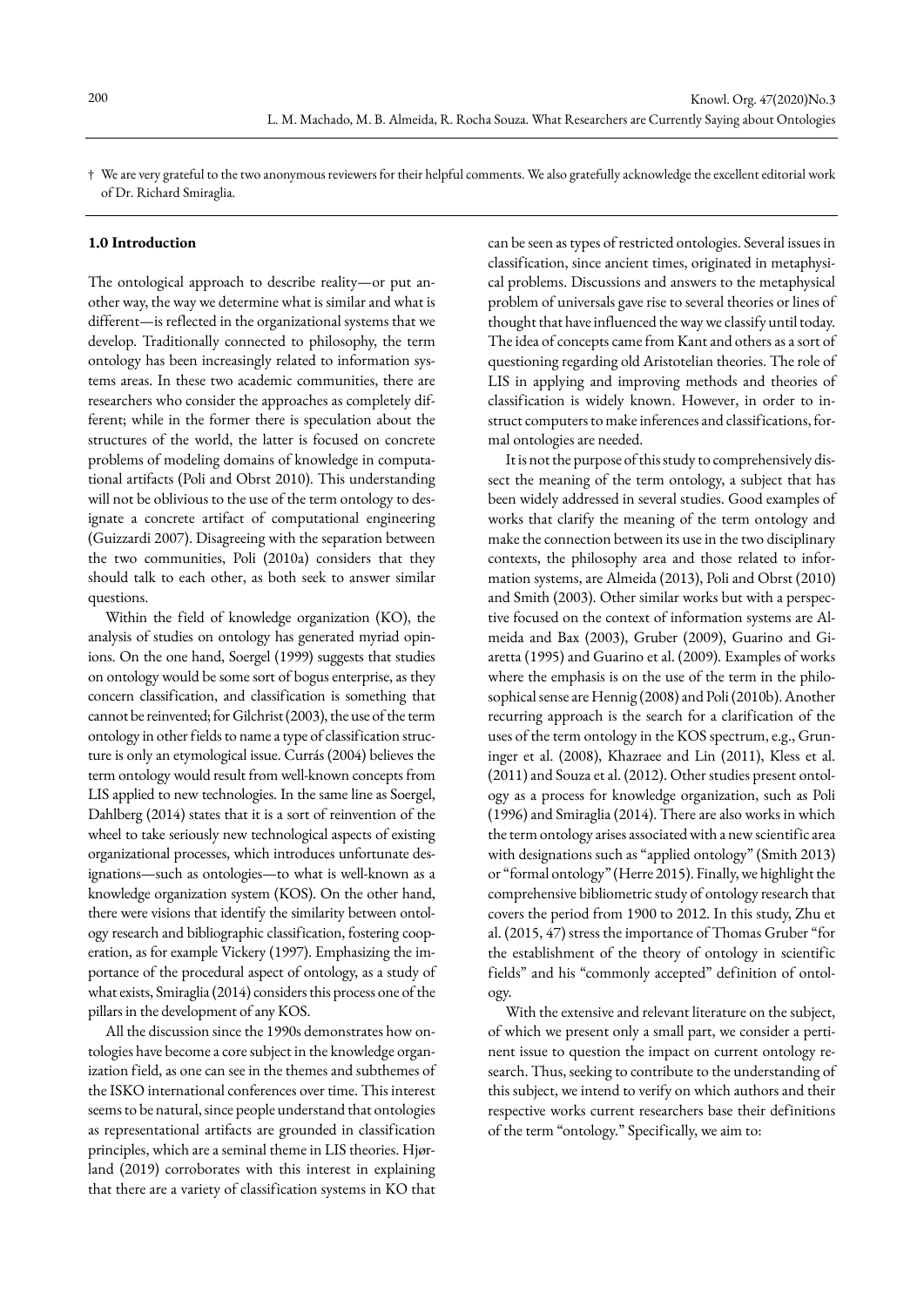† We are very grateful to the two anonymous reviewers for their helpful comments. We also gratefully acknowledge the excellent editorial work of Dr. Richard Smiraglia.

## 1.0 Introduction

The ontological approach to describe reality—or put another way, the way we determine what is similar and what is different—is reflected in the organizational systems that we develop. Traditionally connected to philosophy, the term ontology has been increasingly related to information systems areas. In these two academic communities, there are researchers who consider the approaches as completely different; while in the former there is speculation about the structures of the world, the latter is focused on concrete problems of modeling domains of knowledge in computational artifacts (Poli and Obrst 2010). This understanding will not be oblivious to the use of the term ontology to designate a concrete artifact of computational engineering (Guizzardi 2007). Disagreeing with the separation between the two communities, Poli (2010a) considers that they should talk to each other, as both seek to answer similar questions.

Within the field of knowledge organization (KO), the analysis of studies on ontology has generated myriad opinions. On the one hand, Soergel (1999) suggests that studies on ontology would be some sort of bogus enterprise, as they concern classification, and classification is something that cannot be reinvented; for Gilchrist (2003), the use of the term ontology in other fields to name a type of classification structure is only an etymological issue. Currás (2004) believes the term ontology would result from well-known concepts from LIS applied to new technologies. In the same line as Soergel, Dahlberg (2014) states that it is a sort of reinvention of the wheel to take seriously new technological aspects of existing organizational processes, which introduces unfortunate designations—such as ontologies—to what is well-known as a knowledge organization system (KOS). On the other hand, there were visions that identify the similarity between ontology research and bibliographic classification, fostering cooperation, as for example Vickery (1997). Emphasizing the importance of the procedural aspect of ontology, as a study of what exists, Smiraglia (2014) considers this process one of the pillars in the development of any KOS.

All the discussion since the 1990s demonstrates how ontologies have become a core subject in the knowledge organization field, as one can see in the themes and subthemes of the ISKO international conferences over time. This interest seems to be natural, since people understand that ontologies as representational artifacts are grounded in classification principles, which are a seminal theme in LIS theories. Hjørland (2019) corroborates with this interest in explaining that there are a variety of classification systems in KO that can be seen as types of restricted ontologies. Several issues in classification, since ancient times, originated in metaphysical problems. Discussions and answers to the metaphysical problem of universals gave rise to several theories or lines of thought that have influenced the way we classify until today. The idea of concepts came from Kant and others as a sort of questioning regarding old Aristotelian theories. The role of LIS in applying and improving methods and theories of classification is widely known. However, in order to instruct computers to make inferences and classifications, formal ontologies are needed.

It is not the purpose of this study to comprehensively dissect the meaning of the term ontology, a subject that has been widely addressed in several studies. Good examples of works that clarify the meaning of the term ontology and make the connection between its use in the two disciplinary contexts, the philosophy area and those related to information systems, are Almeida (2013), Poli and Obrst (2010) and Smith (2003). Other similar works but with a perspective focused on the context of information systems are Almeida and Bax (2003), Gruber (2009), Guarino and Giaretta (1995) and Guarino et al. (2009). Examples of works where the emphasis is on the use of the term in the philosophical sense are Hennig (2008) and Poli (2010b). Another recurring approach is the search for a clarification of the uses of the term ontology in the KOS spectrum, e.g., Gruninger et al. (2008), Khazraee and Lin (2011), Kless et al. (2011) and Souza et al. (2012). Other studies present ontology as a process for knowledge organization, such as Poli (1996) and Smiraglia (2014). There are also works in which the term ontology arises associated with a new scientific area with designations such as "applied ontology" (Smith 2013) or "formal ontology" (Herre 2015). Finally, we highlight the comprehensive bibliometric study of ontology research that covers the period from 1900 to 2012. In this study, Zhu et al. (2015, 47) stress the importance of Thomas Gruber "for the establishment of the theory of ontology in scientific fields" and his "commonly accepted" definition of ontology.

With the extensive and relevant literature on the subject, of which we present only a small part, we consider a pertinent issue to question the impact on current ontology research. Thus, seeking to contribute to the understanding of this subject, we intend to verify on which authors and their respective works current researchers base their definitions of the term "ontology." Specifically, we aim to: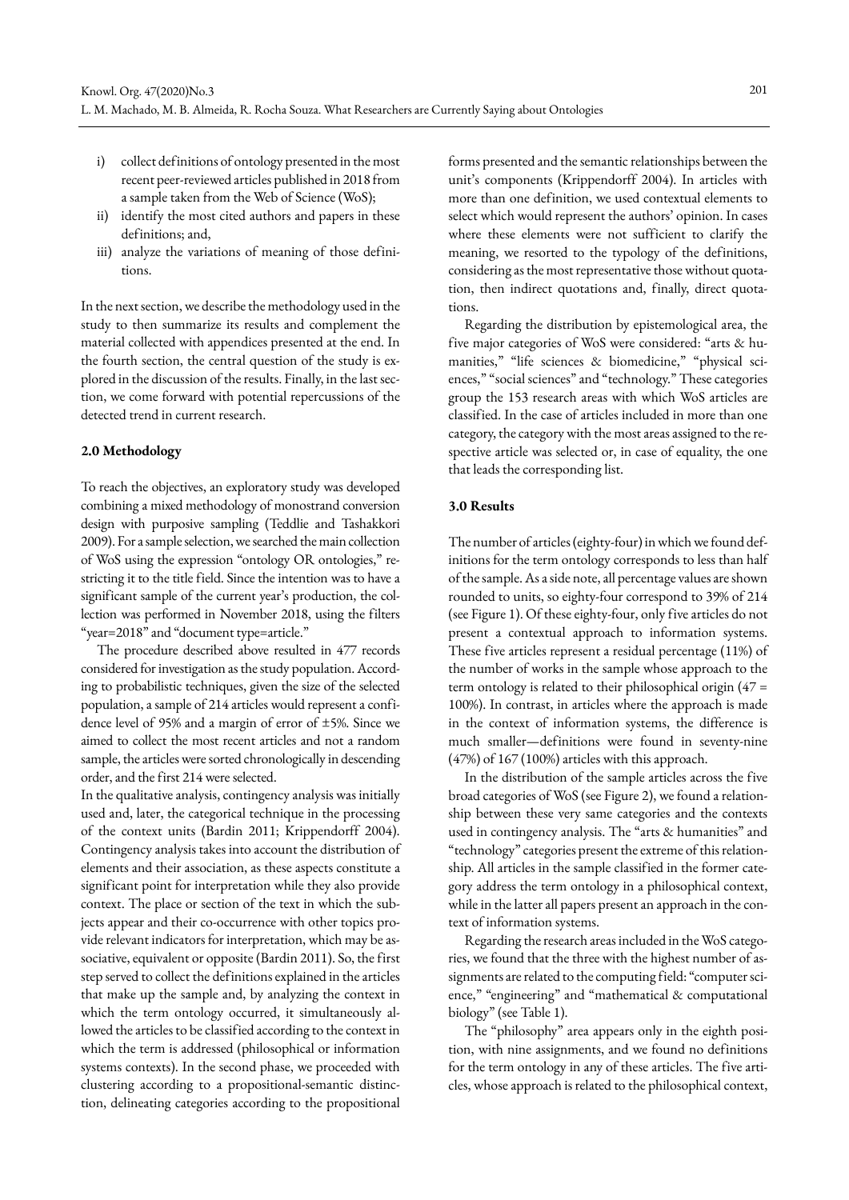i) collect definitions of ontology presented in the most recent peer-reviewed articles published in 2018 from a sample taken from the Web of Science (WoS);
ii) identify the most cited authors and papers in these definitions; and,
iii) analyze the variations of meaning of those definitions.

In the next section, we describe the methodology used in the study to then summarize its results and complement the material collected with appendices presented at the end. In the fourth section, the central question of the study is explored in the discussion of the results. Finally, in the last section, we come forward with potential repercussions of the detected trend in current research.

## 2.0 Methodology

To reach the objectives, an exploratory study was developed combining a mixed methodology of monostrand conversion design with purposive sampling (Teddlie and Tashakkori 2009). For a sample selection, we searched the main collection of WoS using the expression "ontology OR ontologies," restricting it to the title field. Since the intention was to have a significant sample of the current year's production, the collection was performed in November 2018, using the filters "year=2018" and "document type=article."

The procedure described above resulted in 477 records considered for investigation as the study population. According to probabilistic techniques, given the size of the selected population, a sample of 214 articles would represent a confidence level of 95% and a margin of error of ±5%. Since we aimed to collect the most recent articles and not a random sample, the articles were sorted chronologically in descending order, and the first 214 were selected.

In the qualitative analysis, contingency analysis was initially used and, later, the categorical technique in the processing of the context units (Bardin 2011; Krippendorff 2004). Contingency analysis takes into account the distribution of elements and their association, as these aspects constitute a significant point for interpretation while they also provide context. The place or section of the text in which the subjects appear and their co-occurrence with other topics provide relevant indicators for interpretation, which may be associative, equivalent or opposite (Bardin 2011). So, the first step served to collect the definitions explained in the articles that make up the sample and, by analyzing the context in which the term ontology occurred, it simultaneously allowed the articles to be classified according to the context in which the term is addressed (philosophical or information systems contexts). In the second phase, we proceeded with clustering according to a propositional-semantic distinction, delineating categories according to the propositional forms presented and the semantic relationships between the unit's components (Krippendorff 2004). In articles with more than one definition, we used contextual elements to select which would represent the authors' opinion. In cases where these elements were not sufficient to clarify the meaning, we resorted to the typology of the definitions, considering as the most representative those without quotation, then indirect quotations and, finally, direct quotations.

Regarding the distribution by epistemological area, the five major categories of WoS were considered: "arts & humanities," "life sciences & biomedicine," "physical sciences," "social sciences" and "technology." These categories group the 153 research areas with which WoS articles are classified. In the case of articles included in more than one category, the category with the most areas assigned to the respective article was selected or, in case of equality, the one that leads the corresponding list.

## 3.0 Results

The number of articles (eighty-four) in which we found definitions for the term ontology corresponds to less than half of the sample. As a side note, all percentage values are shown rounded to units, so eighty-four correspond to 39% of 214 (see Figure 1). Of these eighty-four, only five articles do not present a contextual approach to information systems. These five articles represent a residual percentage (11%) of the number of works in the sample whose approach to the term ontology is related to their philosophical origin (47 = 100%). In contrast, in articles where the approach is made in the context of information systems, the difference is much smaller—definitions were found in seventy-nine (47%) of 167 (100%) articles with this approach.

In the distribution of the sample articles across the five broad categories of WoS (see Figure 2), we found a relationship between these very same categories and the contexts used in contingency analysis. The "arts & humanities" and "technology" categories present the extreme of this relationship. All articles in the sample classified in the former category address the term ontology in a philosophical context, while in the latter all papers present an approach in the context of information systems.

Regarding the research areas included in the WoS categories, we found that the three with the highest number of assignments are related to the computing field: "computer science," "engineering" and "mathematical & computational biology" (see Table 1).

The "philosophy" area appears only in the eighth position, with nine assignments, and we found no definitions for the term ontology in any of these articles. The five articles, whose approach is related to the philosophical context,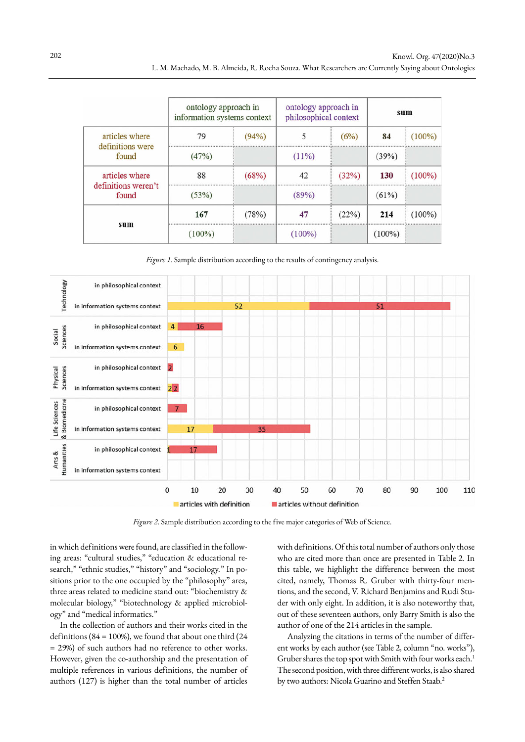| | ontology approach in information systems context | | ontology approach in philosophical context | | sum | |
|---|---|---|---|---|---|---|
| articles where definitions were found | 79 | (94%) | 5 | (6%) | **84** | (100%) |
| | (47%) | | (11%) | | (39%) | |
| articles where definitions weren't found | 88 | (68%) | 42 | (32%) | **130** | (100%) |
| | (53%) | | (89%) | | (61%) | |
| sum | **167** | (78%) | **47** | (22%) | **214** | (100%) |
| | (100%) | | (100%) | | (100%) | |

*Figure 1*. Sample distribution according to the results of contingency analysis.

| Category | Context | articles with definition | articles without definition |
|---|---|---|---|
| Technology | in philosophical context | | |
| Technology | in information systems context | 52 | 51 |
| Social Sciences | in philosophical context | 4 | 16 |
| Social Sciences | in information systems context | 6 | |
| Physical Sciences | in philosophical context | | 2 |
| Physical Sciences | in information systems context | 2 | 2 |
| Life Sciences & Biomedicine | in philosophical context | | 7 |
| Life Sciences & Biomedicine | in information systems context | 17 | 35 |
| Arts & Humanities | in philosophical context | 1 | 17 |
| Arts & Humanities | in information systems context | | |

*Figure 2*. Sample distribution according to the five major categories of Web of Science.

in which definitions were found, are classified in the following areas: "cultural studies," "education & educational research," "ethnic studies," "history" and "sociology." In positions prior to the one occupied by the "philosophy" area, three areas related to medicine stand out: "biochemistry & molecular biology," "biotechnology & applied microbiology" and "medical informatics."

In the collection of authors and their works cited in the definitions (84 = 100%), we found that about one third (24 = 29%) of such authors had no reference to other works. However, given the co-authorship and the presentation of multiple references in various definitions, the number of authors (127) is higher than the total number of articles with definitions. Of this total number of authors only those who are cited more than once are presented in Table 2. In this table, we highlight the difference between the most cited, namely, Thomas R. Gruber with thirty-four mentions, and the second, V. Richard Benjamins and Rudi Studer with only eight. In addition, it is also noteworthy that, out of these seventeen authors, only Barry Smith is also the author of one of the 214 articles in the sample.

Analyzing the citations in terms of the number of different works by each author (see Table 2, column "no. works"), Gruber shares the top spot with Smith with four works each.[1] The second position, with three different works, is also shared by two authors: Nicola Guarino and Steffen Staab.[2]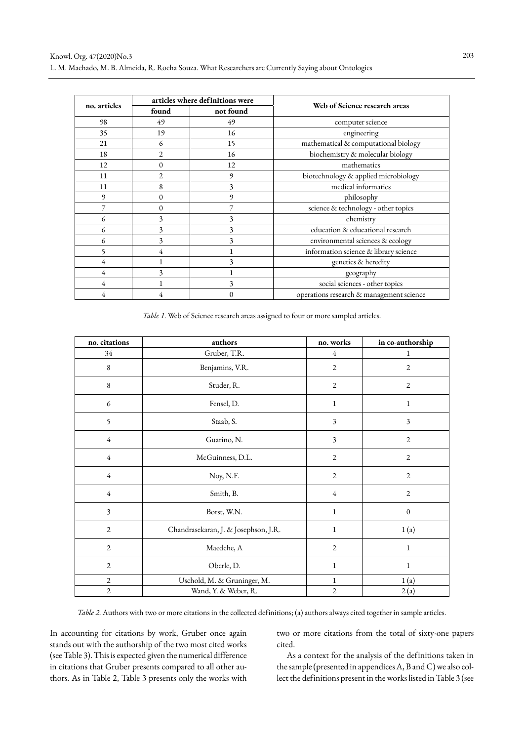| no. articles | articles where definitions were | | Web of Science research areas |
|---|---|---|---|
| | found | not found | |
| 98 | 49 | 49 | computer science |
| 35 | 19 | 16 | engineering |
| 21 | 6 | 15 | mathematical & computational biology |
| 18 | 2 | 16 | biochemistry & molecular biology |
| 12 | 0 | 12 | mathematics |
| 11 | 2 | 9 | biotechnology & applied microbiology |
| 11 | 8 | 3 | medical informatics |
| 9 | 0 | 9 | philosophy |
| 7 | 0 | 7 | science & technology - other topics |
| 6 | 3 | 3 | chemistry |
| 6 | 3 | 3 | education & educational research |
| 6 | 3 | 3 | environmental sciences & ecology |
| 5 | 4 | 1 | information science & library science |
| 4 | 1 | 3 | genetics & heredity |
| 4 | 3 | 1 | geography |
| 4 | 1 | 3 | social sciences - other topics |
| 4 | 4 | 0 | operations research & management science |

*Table 1.* Web of Science research areas assigned to four or more sampled articles.

| no. citations | authors | no. works | in co-authorship |
|---|---|---|---|
| 34 | Gruber, T.R. | 4 | 1 |
| 8 | Benjamins, V.R. | 2 | 2 |
| 8 | Studer, R. | 2 | 2 |
| 6 | Fensel, D. | 1 | 1 |
| 5 | Staab, S. | 3 | 3 |
| 4 | Guarino, N. | 3 | 2 |
| 4 | McGuinness, D.L. | 2 | 2 |
| 4 | Noy, N.F. | 2 | 2 |
| 4 | Smith, B. | 4 | 2 |
| 3 | Borst, W.N. | 1 | 0 |
| 2 | Chandrasekaran, J. & Josephson, J.R. | 1 | 1 (a) |
| 2 | Maedche, A | 2 | 1 |
| 2 | Oberle, D. | 1 | 1 |
| 2 | Uschold, M. & Gruninger, M. | 1 | 1 (a) |
| 2 | Wand, Y. & Weber, R. | 2 | 2 (a) |

*Table 2.* Authors with two or more citations in the collected definitions; (a) authors always cited together in sample articles.

In accounting for citations by work, Gruber once again stands out with the authorship of the two most cited works (see Table 3). This is expected given the numerical difference in citations that Gruber presents compared to all other authors. As in Table 2, Table 3 presents only the works with two or more citations from the total of sixty-one papers cited.

As a context for the analysis of the definitions taken in the sample (presented in appendices A, B and C) we also collect the definitions present in the works listed in Table 3 (see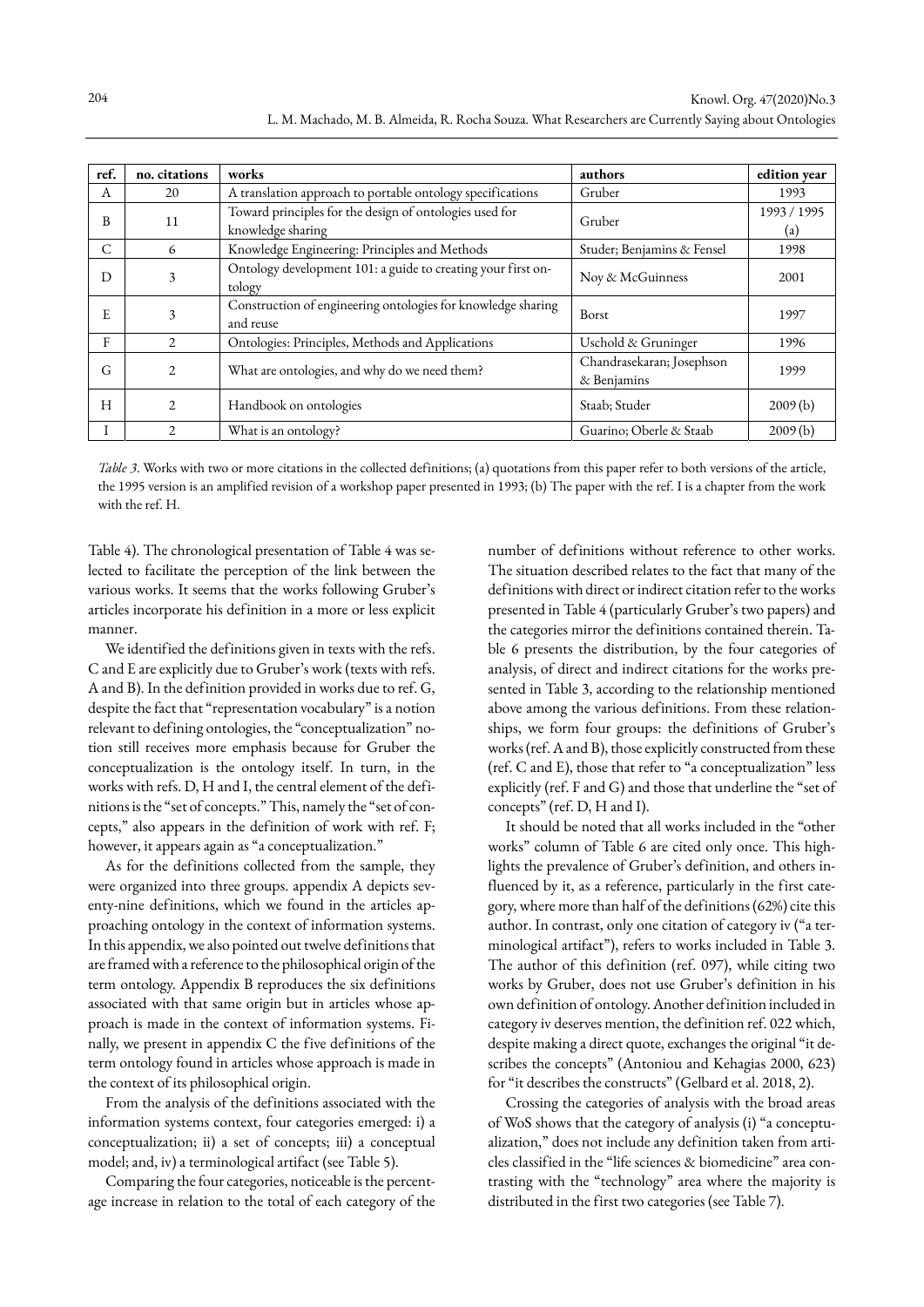| ref. | no. citations | works | authors | edition year |
|---|---|---|---|---|
| A | 20 | A translation approach to portable ontology specifications | Gruber | 1993 |
| B | 11 | Toward principles for the design of ontologies used for knowledge sharing | Gruber | 1993 / 1995 (a) |
| C | 6 | Knowledge Engineering: Principles and Methods | Studer; Benjamins & Fensel | 1998 |
| D | 3 | Ontology development 101: a guide to creating your first ontology | Noy & McGuinness | 2001 |
| E | 3 | Construction of engineering ontologies for knowledge sharing and reuse | Borst | 1997 |
| F | 2 | Ontologies: Principles, Methods and Applications | Uschold & Gruninger | 1996 |
| G | 2 | What are ontologies, and why do we need them? | Chandrasekaran; Josephson & Benjamins | 1999 |
| H | 2 | Handbook on ontologies | Staab; Studer | 2009 (b) |
| I | 2 | What is an ontology? | Guarino; Oberle & Staab | 2009 (b) |

*Table 3.* Works with two or more citations in the collected definitions; (a) quotations from this paper refer to both versions of the article, the 1995 version is an amplified revision of a workshop paper presented in 1993; (b) The paper with the ref. I is a chapter from the work with the ref. H.

Table 4). The chronological presentation of Table 4 was selected to facilitate the perception of the link between the various works. It seems that the works following Gruber's articles incorporate his definition in a more or less explicit manner.

We identified the definitions given in texts with the refs. C and E are explicitly due to Gruber's work (texts with refs. A and B). In the definition provided in works due to ref. G, despite the fact that "representation vocabulary" is a notion relevant to defining ontologies, the "conceptualization" notion still receives more emphasis because for Gruber the conceptualization is the ontology itself. In turn, in the works with refs. D, H and I, the central element of the definitions is the "set of concepts." This, namely the "set of concepts," also appears in the definition of work with ref. F; however, it appears again as "a conceptualization."

As for the definitions collected from the sample, they were organized into three groups. appendix A depicts seventy-nine definitions, which we found in the articles approaching ontology in the context of information systems. In this appendix, we also pointed out twelve definitions that are framed with a reference to the philosophical origin of the term ontology. Appendix B reproduces the six definitions associated with that same origin but in articles whose approach is made in the context of information systems. Finally, we present in appendix C the five definitions of the term ontology found in articles whose approach is made in the context of its philosophical origin.

From the analysis of the definitions associated with the information systems context, four categories emerged: i) a conceptualization; ii) a set of concepts; iii) a conceptual model; and, iv) a terminological artifact (see Table 5).

Comparing the four categories, noticeable is the percentage increase in relation to the total of each category of the number of definitions without reference to other works. The situation described relates to the fact that many of the definitions with direct or indirect citation refer to the works presented in Table 4 (particularly Gruber's two papers) and the categories mirror the definitions contained therein. Table 6 presents the distribution, by the four categories of analysis, of direct and indirect citations for the works presented in Table 3, according to the relationship mentioned above among the various definitions. From these relationships, we form four groups: the definitions of Gruber's works (ref. A and B), those explicitly constructed from these (ref. C and E), those that refer to "a conceptualization" less explicitly (ref. F and G) and those that underline the "set of concepts" (ref. D, H and I).

It should be noted that all works included in the "other works" column of Table 6 are cited only once. This highlights the prevalence of Gruber's definition, and others influenced by it, as a reference, particularly in the first category, where more than half of the definitions (62%) cite this author. In contrast, only one citation of category iv ("a terminological artifact"), refers to works included in Table 3. The author of this definition (ref. 097), while citing two works by Gruber, does not use Gruber's definition in his own definition of ontology. Another definition included in category iv deserves mention, the definition ref. 022 which, despite making a direct quote, exchanges the original "it describes the concepts" (Antoniou and Kehagias 2000, 623) for "it describes the constructs" (Gelbard et al. 2018, 2).

Crossing the categories of analysis with the broad areas of WoS shows that the category of analysis (i) "a conceptualization," does not include any definition taken from articles classified in the "life sciences & biomedicine" area contrasting with the "technology" area where the majority is distributed in the first two categories (see Table 7).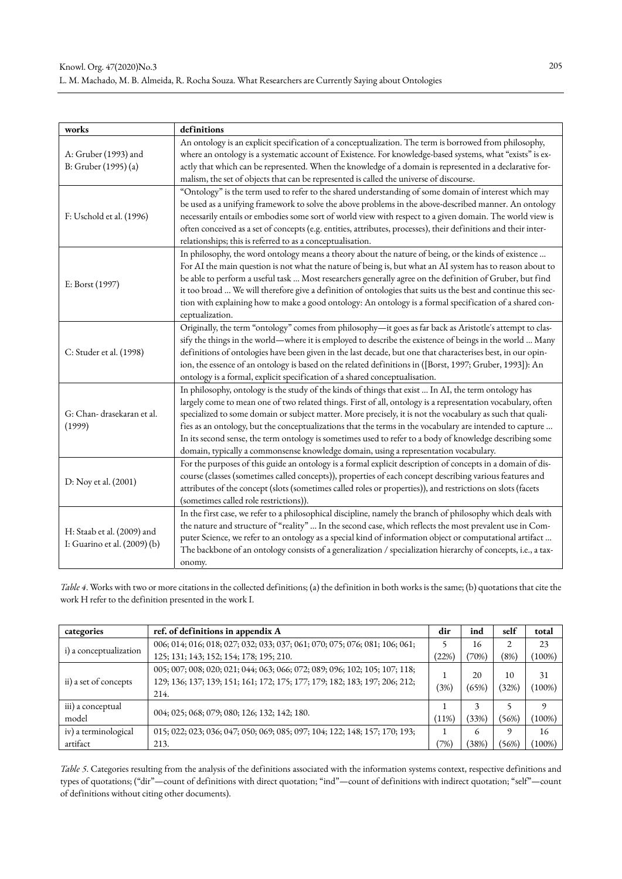| works | definitions |
|---|---|
| A: Gruber (1993) and B: Gruber (1995) (a) | An ontology is an explicit specification of a conceptualization. The term is borrowed from philosophy, where an ontology is a systematic account of Existence. For knowledge-based systems, what "exists" is exactly that which can be represented. When the knowledge of a domain is represented in a declarative formalism, the set of objects that can be represented is called the universe of discourse. |
| F: Uschold et al. (1996) | "Ontology" is the term used to refer to the shared understanding of some domain of interest which may be used as a unifying framework to solve the above problems in the above-described manner. An ontology necessarily entails or embodies some sort of world view with respect to a given domain. The world view is often conceived as a set of concepts (e.g. entities, attributes, processes), their definitions and their inter-relationships; this is referred to as a conceptualisation. |
| E: Borst (1997) | In philosophy, the word ontology means a theory about the nature of being, or the kinds of existence ... For AI the main question is not what the nature of being is, but what an AI system has to reason about to be able to perform a useful task ... Most researchers generally agree on the definition of Gruber, but find it too broad ... We will therefore give a definition of ontologies that suits us the best and continue this section with explaining how to make a good ontology: An ontology is a formal specification of a shared conceptualization. |
| C: Studer et al. (1998) | Originally, the term "ontology" comes from philosophy—it goes as far back as Aristotle's attempt to classify the things in the world—where it is employed to describe the existence of beings in the world ... Many definitions of ontologies have been given in the last decade, but one that characterises best, in our opinion, the essence of an ontology is based on the related definitions in ([Borst, 1997; Gruber, 1993]): An ontology is a formal, explicit specification of a shared conceptualisation. |
| G: Chan- drasekaran et al. (1999) | In philosophy, ontology is the study of the kinds of things that exist ... In AI, the term ontology has largely come to mean one of two related things. First of all, ontology is a representation vocabulary, often specialized to some domain or subject matter. More precisely, it is not the vocabulary as such that qualifies as an ontology, but the conceptualizations that the terms in the vocabulary are intended to capture ... In its second sense, the term ontology is sometimes used to refer to a body of knowledge describing some domain, typically a commonsense knowledge domain, using a representation vocabulary. |
| D: Noy et al. (2001) | For the purposes of this guide an ontology is a formal explicit description of concepts in a domain of discourse (classes (sometimes called concepts)), properties of each concept describing various features and attributes of the concept (slots (sometimes called roles or properties)), and restrictions on slots (facets (sometimes called role restrictions)). |
| H: Staab et al. (2009) and I: Guarino et al. (2009) (b) | In the first case, we refer to a philosophical discipline, namely the branch of philosophy which deals with the nature and structure of "reality" ... In the second case, which reflects the most prevalent use in Computer Science, we refer to an ontology as a special kind of information object or computational artifact ... The backbone of an ontology consists of a generalization / specialization hierarchy of concepts, i.e., a taxonomy. |

*Table 4*. Works with two or more citations in the collected definitions; (a) the definition in both works is the same; (b) quotations that cite the work H refer to the definition presented in the work I.

| categories | ref. of definitions in appendix A | dir | ind | self | total |
|---|---|---|---|---|---|
| i) a conceptualization | 006; 014; 016; 018; 027; 032; 033; 037; 061; 070; 075; 076; 081; 106; 061; 125; 131; 143; 152; 154; 178; 195; 210. | 5 (22%) | 16 (70%) | 2 (8%) | 23 (100%) |
| ii) a set of concepts | 005; 007; 008; 020; 021; 044; 063; 066; 072; 089; 096; 102; 105; 107; 118; 129; 136; 137; 139; 151; 161; 172; 175; 177; 179; 182; 183; 197; 206; 212; 214. | 1 (3%) | 20 (65%) | 10 (32%) | 31 (100%) |
| iii) a conceptual model | 004; 025; 068; 079; 080; 126; 132; 142; 180. | 1 (11%) | 3 (33%) | 5 (56%) | 9 (100%) |
| iv) a terminological artifact | 015; 022; 023; 036; 047; 050; 069; 085; 097; 104; 122; 148; 157; 170; 193; 213. | 1 (7%) | 6 (38%) | 9 (56%) | 16 (100%) |

*Table 5*. Categories resulting from the analysis of the definitions associated with the information systems context, respective definitions and types of quotations; ("dir"—count of definitions with direct quotation; "ind"—count of definitions with indirect quotation; "self"—count of definitions without citing other documents).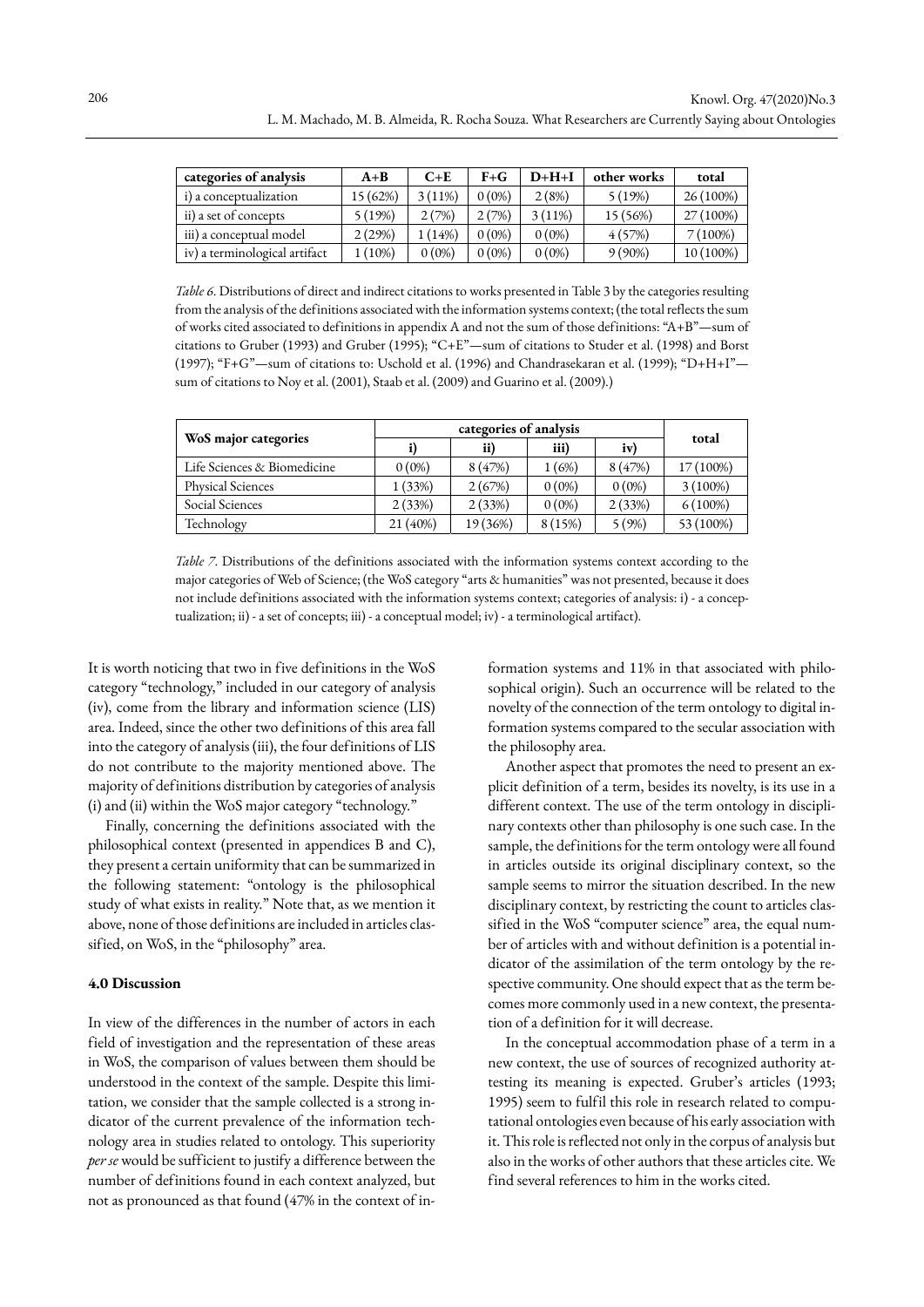| categories of analysis | A+B | C+E | F+G | D+H+I | other works | total |
|---|---|---|---|---|---|---|
| i) a conceptualization | 15 (62%) | 3 (11%) | 0 (0%) | 2 (8%) | 5 (19%) | 26 (100%) |
| ii) a set of concepts | 5 (19%) | 2 (7%) | 2 (7%) | 3 (11%) | 15 (56%) | 27 (100%) |
| iii) a conceptual model | 2 (29%) | 1 (14%) | 0 (0%) | 0 (0%) | 4 (57%) | 7 (100%) |
| iv) a terminological artifact | 1 (10%) | 0 (0%) | 0 (0%) | 0 (0%) | 9 (90%) | 10 (100%) |

*Table 6*. Distributions of direct and indirect citations to works presented in Table 3 by the categories resulting from the analysis of the definitions associated with the information systems context; (the total reflects the sum of works cited associated to definitions in appendix A and not the sum of those definitions: "A+B"—sum of citations to Gruber (1993) and Gruber (1995); "C+E"—sum of citations to Studer et al. (1998) and Borst (1997); "F+G"—sum of citations to: Uschold et al. (1996) and Chandrasekaran et al. (1999); "D+H+I"—sum of citations to Noy et al. (2001), Staab et al. (2009) and Guarino et al. (2009).)

| WoS major categories | categories of analysis | | | | total |
|---|---|---|---|---|---|
| | i) | ii) | iii) | iv) | |
| Life Sciences & Biomedicine | 0 (0%) | 8 (47%) | 1 (6%) | 8 (47%) | 17 (100%) |
| Physical Sciences | 1 (33%) | 2 (67%) | 0 (0%) | 0 (0%) | 3 (100%) |
| Social Sciences | 2 (33%) | 2 (33%) | 0 (0%) | 2 (33%) | 6 (100%) |
| Technology | 21 (40%) | 19 (36%) | 8 (15%) | 5 (9%) | 53 (100%) |

*Table 7*. Distributions of the definitions associated with the information systems context according to the major categories of Web of Science; (the WoS category "arts & humanities" was not presented, because it does not include definitions associated with the information systems context; categories of analysis: i) - a conceptualization; ii) - a set of concepts; iii) - a conceptual model; iv) - a terminological artifact).

It is worth noticing that two in five definitions in the WoS category "technology," included in our category of analysis (iv), come from the library and information science (LIS) area. Indeed, since the other two definitions of this area fall into the category of analysis (iii), the four definitions of LIS do not contribute to the majority mentioned above. The majority of definitions distribution by categories of analysis (i) and (ii) within the WoS major category "technology."

Finally, concerning the definitions associated with the philosophical context (presented in appendices B and C), they present a certain uniformity that can be summarized in the following statement: "ontology is the philosophical study of what exists in reality." Note that, as we mention it above, none of those definitions are included in articles classified, on WoS, in the "philosophy" area.

### 4.0 Discussion

In view of the differences in the number of actors in each field of investigation and the representation of these areas in WoS, the comparison of values between them should be understood in the context of the sample. Despite this limitation, we consider that the sample collected is a strong indicator of the current prevalence of the information technology area in studies related to ontology. This superiority *per se* would be sufficient to justify a difference between the number of definitions found in each context analyzed, but not as pronounced as that found (47% in the context of information systems and 11% in that associated with philosophical origin). Such an occurrence will be related to the novelty of the connection of the term ontology to digital information systems compared to the secular association with the philosophy area.

Another aspect that promotes the need to present an explicit definition of a term, besides its novelty, is its use in a different context. The use of the term ontology in disciplinary contexts other than philosophy is one such case. In the sample, the definitions for the term ontology were all found in articles outside its original disciplinary context, so the sample seems to mirror the situation described. In the new disciplinary context, by restricting the count to articles classified in the WoS "computer science" area, the equal number of articles with and without definition is a potential indicator of the assimilation of the term ontology by the respective community. One should expect that as the term becomes more commonly used in a new context, the presentation of a definition for it will decrease.

In the conceptual accommodation phase of a term in a new context, the use of sources of recognized authority attesting its meaning is expected. Gruber's articles (1993; 1995) seem to fulfil this role in research related to computational ontologies even because of his early association with it. This role is reflected not only in the corpus of analysis but also in the works of other authors that these articles cite. We find several references to him in the works cited.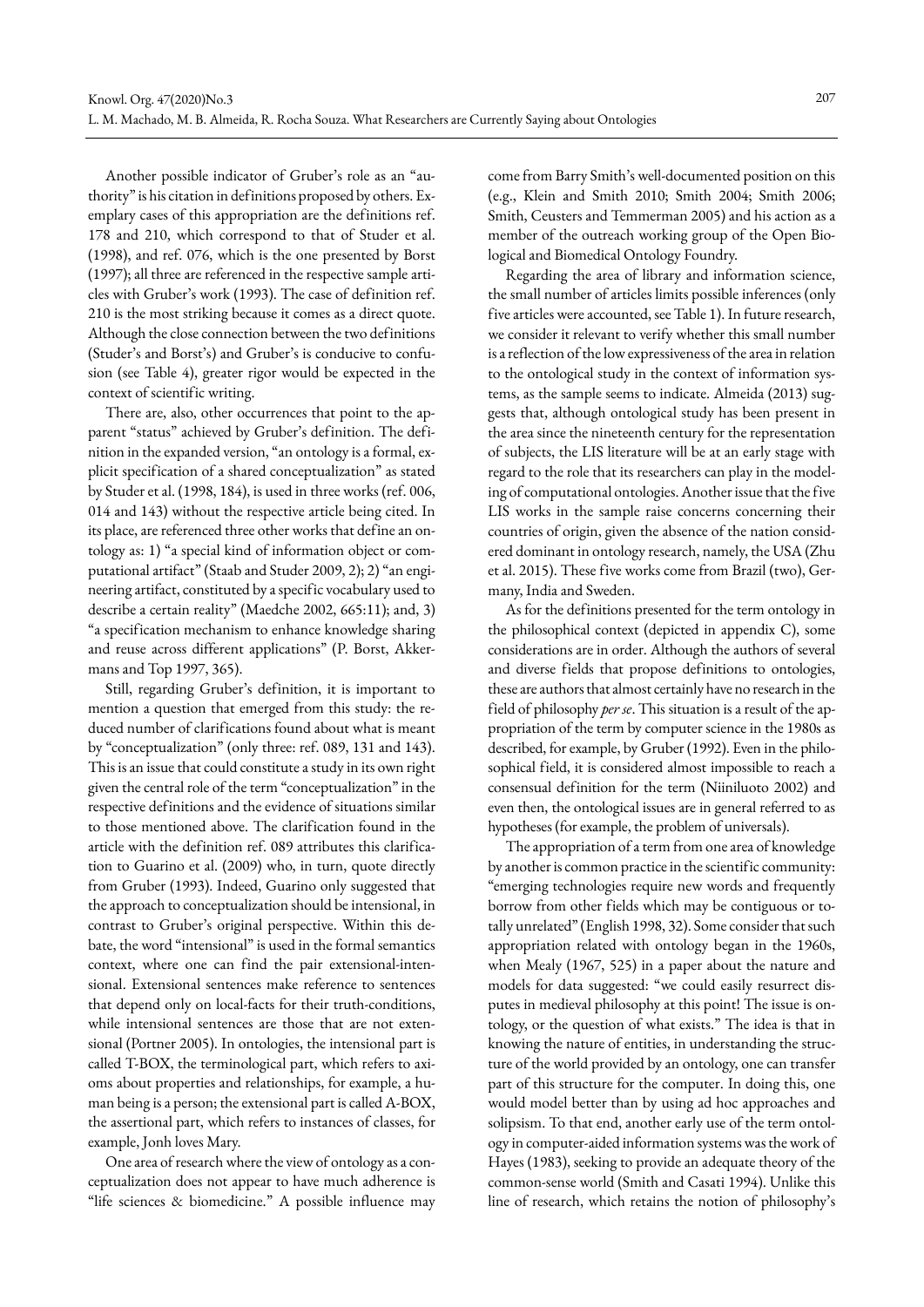Another possible indicator of Gruber's role as an "authority" is his citation in definitions proposed by others. Exemplary cases of this appropriation are the definitions ref. 178 and 210, which correspond to that of Studer et al. (1998), and ref. 076, which is the one presented by Borst (1997); all three are referenced in the respective sample articles with Gruber's work (1993). The case of definition ref. 210 is the most striking because it comes as a direct quote. Although the close connection between the two definitions (Studer's and Borst's) and Gruber's is conducive to confusion (see Table 4), greater rigor would be expected in the context of scientific writing.

There are, also, other occurrences that point to the apparent "status" achieved by Gruber's definition. The definition in the expanded version, "an ontology is a formal, explicit specification of a shared conceptualization" as stated by Studer et al. (1998, 184), is used in three works (ref. 006, 014 and 143) without the respective article being cited. In its place, are referenced three other works that define an ontology as: 1) "a special kind of information object or computational artifact" (Staab and Studer 2009, 2); 2) "an engineering artifact, constituted by a specific vocabulary used to describe a certain reality" (Maedche 2002, 665:11); and, 3) "a specification mechanism to enhance knowledge sharing and reuse across different applications" (P. Borst, Akkermans and Top 1997, 365).

Still, regarding Gruber's definition, it is important to mention a question that emerged from this study: the reduced number of clarifications found about what is meant by "conceptualization" (only three: ref. 089, 131 and 143). This is an issue that could constitute a study in its own right given the central role of the term "conceptualization" in the respective definitions and the evidence of situations similar to those mentioned above. The clarification found in the article with the definition ref. 089 attributes this clarification to Guarino et al. (2009) who, in turn, quote directly from Gruber (1993). Indeed, Guarino only suggested that the approach to conceptualization should be intensional, in contrast to Gruber's original perspective. Within this debate, the word "intensional" is used in the formal semantics context, where one can find the pair extensional-intensional. Extensional sentences make reference to sentences that depend only on local-facts for their truth-conditions, while intensional sentences are those that are not extensional (Portner 2005). In ontologies, the intensional part is called T-BOX, the terminological part, which refers to axioms about properties and relationships, for example, a human being is a person; the extensional part is called A-BOX, the assertional part, which refers to instances of classes, for example, Jonh loves Mary.

One area of research where the view of ontology as a conceptualization does not appear to have much adherence is "life sciences & biomedicine." A possible influence may come from Barry Smith's well-documented position on this (e.g., Klein and Smith 2010; Smith 2004; Smith 2006; Smith, Ceusters and Temmerman 2005) and his action as a member of the outreach working group of the Open Biological and Biomedical Ontology Foundry.

Regarding the area of library and information science, the small number of articles limits possible inferences (only five articles were accounted, see Table 1). In future research, we consider it relevant to verify whether this small number is a reflection of the low expressiveness of the area in relation to the ontological study in the context of information systems, as the sample seems to indicate. Almeida (2013) suggests that, although ontological study has been present in the area since the nineteenth century for the representation of subjects, the LIS literature will be at an early stage with regard to the role that its researchers can play in the modeling of computational ontologies. Another issue that the five LIS works in the sample raise concerns concerning their countries of origin, given the absence of the nation considered dominant in ontology research, namely, the USA (Zhu et al. 2015). These five works come from Brazil (two), Germany, India and Sweden.

As for the definitions presented for the term ontology in the philosophical context (depicted in appendix C), some considerations are in order. Although the authors of several and diverse fields that propose definitions to ontologies, these are authors that almost certainly have no research in the field of philosophy *per se*. This situation is a result of the appropriation of the term by computer science in the 1980s as described, for example, by Gruber (1992). Even in the philosophical field, it is considered almost impossible to reach a consensual definition for the term (Niiniluoto 2002) and even then, the ontological issues are in general referred to as hypotheses (for example, the problem of universals).

The appropriation of a term from one area of knowledge by another is common practice in the scientific community: "emerging technologies require new words and frequently borrow from other fields which may be contiguous or totally unrelated" (English 1998, 32). Some consider that such appropriation related with ontology began in the 1960s, when Mealy (1967, 525) in a paper about the nature and models for data suggested: "we could easily resurrect disputes in medieval philosophy at this point! The issue is ontology, or the question of what exists." The idea is that in knowing the nature of entities, in understanding the structure of the world provided by an ontology, one can transfer part of this structure for the computer. In doing this, one would model better than by using ad hoc approaches and solipsism. To that end, another early use of the term ontology in computer-aided information systems was the work of Hayes (1983), seeking to provide an adequate theory of the common-sense world (Smith and Casati 1994). Unlike this line of research, which retains the notion of philosophy's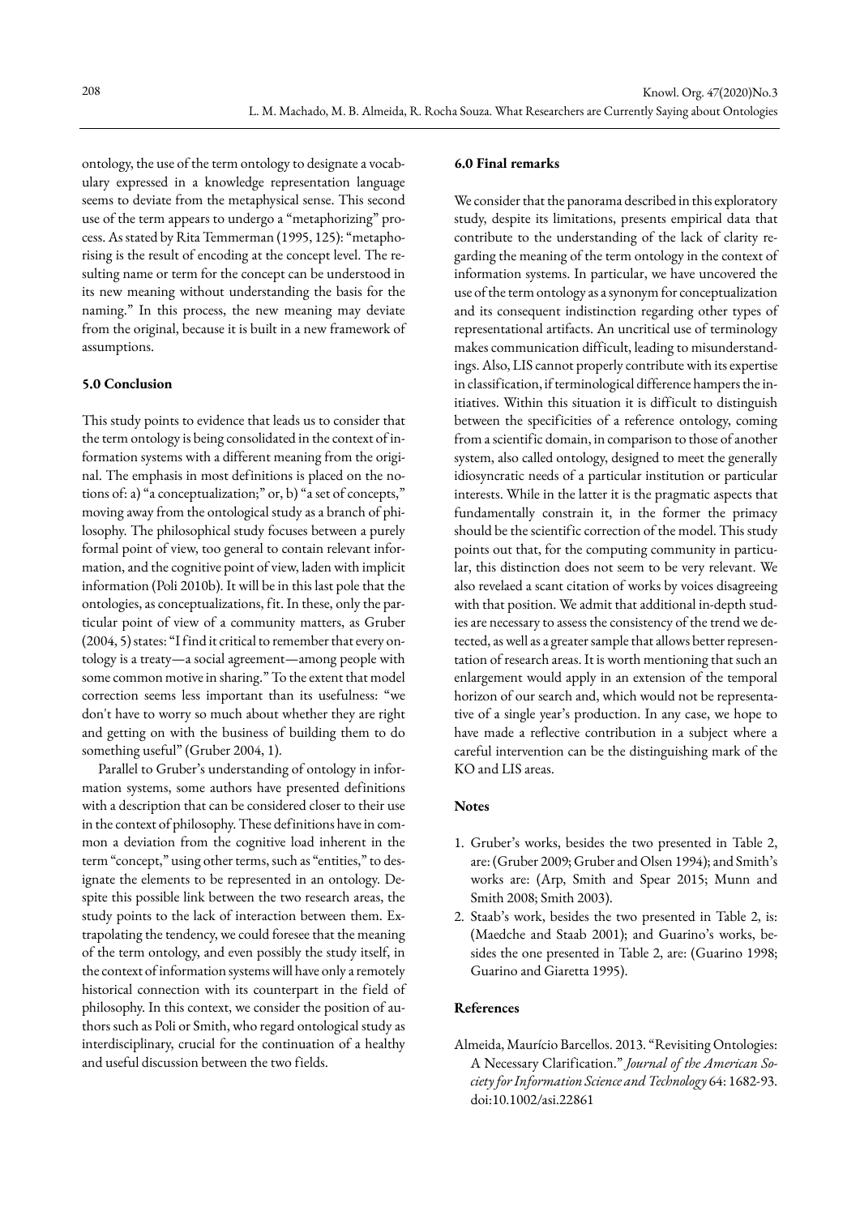ontology, the use of the term ontology to designate a vocabulary expressed in a knowledge representation language seems to deviate from the metaphysical sense. This second use of the term appears to undergo a "metaphorizing" process. As stated by Rita Temmerman (1995, 125): "metaphorising is the result of encoding at the concept level. The resulting name or term for the concept can be understood in its new meaning without understanding the basis for the naming." In this process, the new meaning may deviate from the original, because it is built in a new framework of assumptions.

## 5.0 Conclusion

This study points to evidence that leads us to consider that the term ontology is being consolidated in the context of information systems with a different meaning from the original. The emphasis in most definitions is placed on the notions of: a) "a conceptualization;" or, b) "a set of concepts," moving away from the ontological study as a branch of philosophy. The philosophical study focuses between a purely formal point of view, too general to contain relevant information, and the cognitive point of view, laden with implicit information (Poli 2010b). It will be in this last pole that the ontologies, as conceptualizations, fit. In these, only the particular point of view of a community matters, as Gruber (2004, 5) states: "I find it critical to remember that every ontology is a treaty—a social agreement—among people with some common motive in sharing." To the extent that model correction seems less important than its usefulness: "we don't have to worry so much about whether they are right and getting on with the business of building them to do something useful" (Gruber 2004, 1).

Parallel to Gruber's understanding of ontology in information systems, some authors have presented definitions with a description that can be considered closer to their use in the context of philosophy. These definitions have in common a deviation from the cognitive load inherent in the term "concept," using other terms, such as "entities," to designate the elements to be represented in an ontology. Despite this possible link between the two research areas, the study points to the lack of interaction between them. Extrapolating the tendency, we could foresee that the meaning of the term ontology, and even possibly the study itself, in the context of information systems will have only a remotely historical connection with its counterpart in the field of philosophy. In this context, we consider the position of authors such as Poli or Smith, who regard ontological study as interdisciplinary, crucial for the continuation of a healthy and useful discussion between the two fields.

## 6.0 Final remarks

We consider that the panorama described in this exploratory study, despite its limitations, presents empirical data that contribute to the understanding of the lack of clarity regarding the meaning of the term ontology in the context of information systems. In particular, we have uncovered the use of the term ontology as a synonym for conceptualization and its consequent indistinction regarding other types of representational artifacts. An uncritical use of terminology makes communication difficult, leading to misunderstandings. Also, LIS cannot properly contribute with its expertise in classification, if terminological difference hampers the initiatives. Within this situation it is difficult to distinguish between the specificities of a reference ontology, coming from a scientific domain, in comparison to those of another system, also called ontology, designed to meet the generally idiosyncratic needs of a particular institution or particular interests. While in the latter it is the pragmatic aspects that fundamentally constrain it, in the former the primacy should be the scientific correction of the model. This study points out that, for the computing community in particular, this distinction does not seem to be very relevant. We also revelaed a scant citation of works by voices disagreeing with that position. We admit that additional in-depth studies are necessary to assess the consistency of the trend we detected, as well as a greater sample that allows better representation of research areas. It is worth mentioning that such an enlargement would apply in an extension of the temporal horizon of our search and, which would not be representative of a single year's production. In any case, we hope to have made a reflective contribution in a subject where a careful intervention can be the distinguishing mark of the KO and LIS areas.

## Notes

1. Gruber's works, besides the two presented in Table 2, are: (Gruber 2009; Gruber and Olsen 1994); and Smith's works are: (Arp, Smith and Spear 2015; Munn and Smith 2008; Smith 2003).
2. Staab's work, besides the two presented in Table 2, is: (Maedche and Staab 2001); and Guarino's works, besides the one presented in Table 2, are: (Guarino 1998; Guarino and Giaretta 1995).

## References

Almeida, Maurício Barcellos. 2013. "Revisiting Ontologies: A Necessary Clarification." *Journal of the American Society for Information Science and Technology* 64: 1682-93. doi:10.1002/asi.22861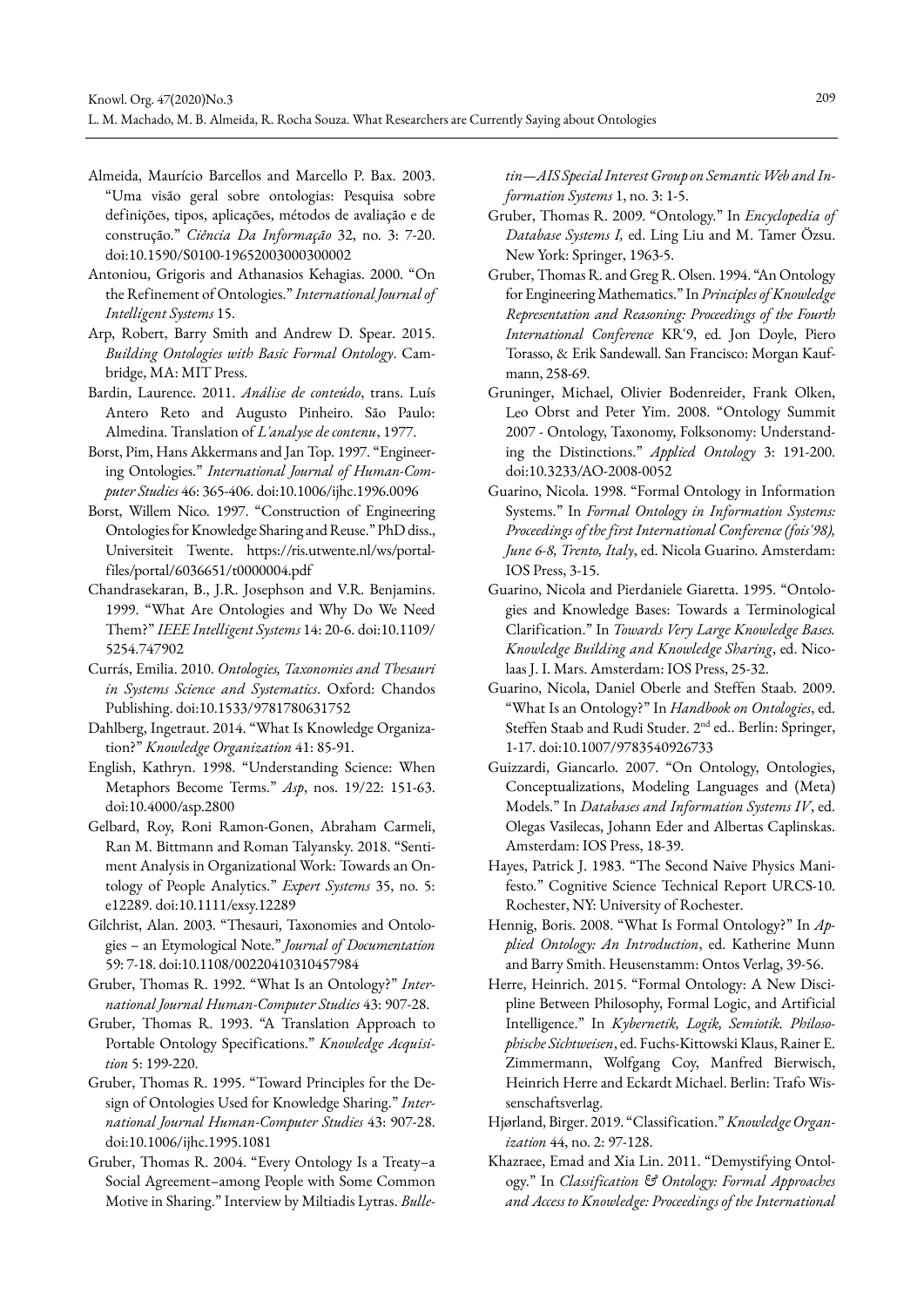Almeida, Maurício Barcellos and Marcello P. Bax. 2003. "Uma visão geral sobre ontologias: Pesquisa sobre definições, tipos, aplicações, métodos de avaliação e de construção." *Ciência Da Informação* 32, no. 3: 7-20. doi:10.1590/S0100-19652003000300002

Antoniou, Grigoris and Athanasios Kehagias. 2000. "On the Refinement of Ontologies." *International Journal of Intelligent Systems* 15.

Arp, Robert, Barry Smith and Andrew D. Spear. 2015. *Building Ontologies with Basic Formal Ontology*. Cambridge, MA: MIT Press.

Bardin, Laurence. 2011. *Análise de conteúdo*, trans. Luís Antero Reto and Augusto Pinheiro. São Paulo: Almedina. Translation of *L'analyse de contenu*, 1977.

Borst, Pim, Hans Akkermans and Jan Top. 1997. "Engineering Ontologies." *International Journal of Human-Computer Studies* 46: 365-406. doi:10.1006/ijhc.1996.0096

Borst, Willem Nico. 1997. "Construction of Engineering Ontologies for Knowledge Sharing and Reuse." PhD diss., Universiteit Twente. https://ris.utwente.nl/ws/portalfiles/portal/6036651/t0000004.pdf

Chandrasekaran, B., J.R. Josephson and V.R. Benjamins. 1999. "What Are Ontologies and Why Do We Need Them?" *IEEE Intelligent Systems* 14: 20-6. doi:10.1109/5254.747902

Currás, Emilia. 2010. *Ontologies, Taxonomies and Thesauri in Systems Science and Systematics*. Oxford: Chandos Publishing. doi:10.1533/9781780631752

Dahlberg, Ingetraut. 2014. "What Is Knowledge Organization?" *Knowledge Organization* 41: 85-91.

English, Kathryn. 1998. "Understanding Science: When Metaphors Become Terms." *Asp*, nos. 19/22: 151-63. doi:10.4000/asp.2800

Gelbard, Roy, Roni Ramon-Gonen, Abraham Carmeli, Ran M. Bittmann and Roman Talyansky. 2018. "Sentiment Analysis in Organizational Work: Towards an Ontology of People Analytics." *Expert Systems* 35, no. 5: e12289. doi:10.1111/exsy.12289

Gilchrist, Alan. 2003. "Thesauri, Taxonomies and Ontologies – an Etymological Note." *Journal of Documentation* 59: 7-18. doi:10.1108/00220410310457984

Gruber, Thomas R. 1992. "What Is an Ontology?" *International Journal Human-Computer Studies* 43: 907-28.

Gruber, Thomas R. 1993. "A Translation Approach to Portable Ontology Specifications." *Knowledge Acquisition* 5: 199-220.

Gruber, Thomas R. 1995. "Toward Principles for the Design of Ontologies Used for Knowledge Sharing." *International Journal Human-Computer Studies* 43: 907-28. doi:10.1006/ijhc.1995.1081

Gruber, Thomas R. 2004. "Every Ontology Is a Treaty–a Social Agreement–among People with Some Common Motive in Sharing." Interview by Miltiadis Lytras. *Bulletin—AIS Special Interest Group on Semantic Web and Information Systems* 1, no. 3: 1-5.

Gruber, Thomas R. 2009. "Ontology." In *Encyclopedia of Database Systems I,* ed. Ling Liu and M. Tamer Özsu. New York: Springer, 1963-5.

Gruber, Thomas R. and Greg R. Olsen. 1994. "An Ontology for Engineering Mathematics." In *Principles of Knowledge Representation and Reasoning: Proceedings of the Fourth International Conference* KR'9, ed. Jon Doyle, Piero Torasso, & Erik Sandewall. San Francisco: Morgan Kaufmann, 258-69.

Gruninger, Michael, Olivier Bodenreider, Frank Olken, Leo Obrst and Peter Yim. 2008. "Ontology Summit 2007 - Ontology, Taxonomy, Folksonomy: Understanding the Distinctions." *Applied Ontology* 3: 191-200. doi:10.3233/AO-2008-0052

Guarino, Nicola. 1998. "Formal Ontology in Information Systems." In *Formal Ontology in Information Systems: Proceedings of the first International Conference (fois'98), June 6-8, Trento, Italy*, ed. Nicola Guarino. Amsterdam: IOS Press, 3-15.

Guarino, Nicola and Pierdaniele Giaretta. 1995. "Ontologies and Knowledge Bases: Towards a Terminological Clarification." In *Towards Very Large Knowledge Bases. Knowledge Building and Knowledge Sharing*, ed. Nicolaas J. I. Mars. Amsterdam: IOS Press, 25-32.

Guarino, Nicola, Daniel Oberle and Steffen Staab. 2009. "What Is an Ontology?" In *Handbook on Ontologies*, ed. Steffen Staab and Rudi Studer. 2nd ed.. Berlin: Springer, 1-17. doi:10.1007/9783540926733

Guizzardi, Giancarlo. 2007. "On Ontology, Ontologies, Conceptualizations, Modeling Languages and (Meta) Models." In *Databases and Information Systems IV*, ed. Olegas Vasilecas, Johann Eder and Albertas Caplinskas. Amsterdam: IOS Press, 18-39.

Hayes, Patrick J. 1983. "The Second Naive Physics Manifesto." Cognitive Science Technical Report URCS-10. Rochester, NY: University of Rochester.

Hennig, Boris. 2008. "What Is Formal Ontology?" In *Applied Ontology: An Introduction*, ed. Katherine Munn and Barry Smith. Heusenstamm: Ontos Verlag, 39-56.

Herre, Heinrich. 2015. "Formal Ontology: A New Discipline Between Philosophy, Formal Logic, and Artificial Intelligence." In *Kybernetik, Logik, Semiotik. Philosophische Sichtweisen*, ed. Fuchs-Kittowski Klaus, Rainer E. Zimmermann, Wolfgang Coy, Manfred Bierwisch, Heinrich Herre and Eckardt Michael. Berlin: Trafo Wissenschaftsverlag.

Hjørland, Birger. 2019. "Classification." *Knowledge Organization* 44, no. 2: 97-128.

Khazraee, Emad and Xia Lin. 2011. "Demystifying Ontology." In *Classification & Ontology: Formal Approaches and Access to Knowledge: Proceedings of the International*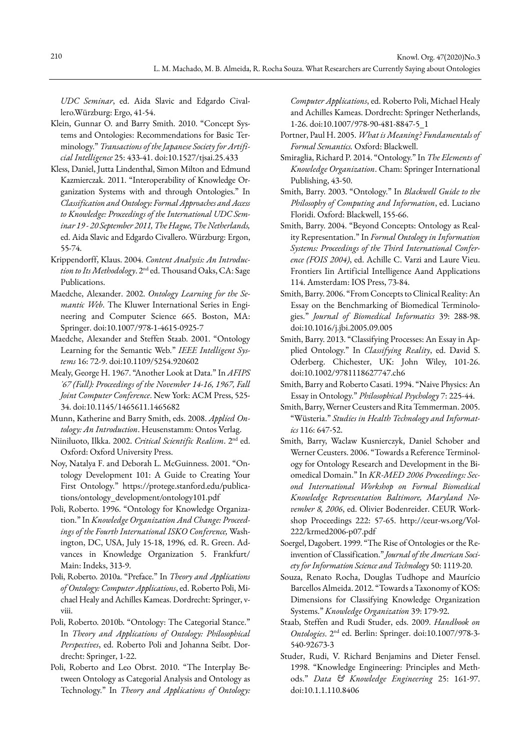*UDC Seminar*, ed. Aida Slavic and Edgardo Civallero.Würzburg: Ergo, 41-54.

Klein, Gunnar O. and Barry Smith. 2010. "Concept Systems and Ontologies: Recommendations for Basic Terminology." *Transactions of the Japanese Society for Artificial Intelligence* 25: 433-41. doi:10.1527/tjsai.25.433

Kless, Daniel, Jutta Lindenthal, Simon Milton and Edmund Kazmierczak. 2011. "Interoperability of Knowledge Organization Systems with and through Ontologies." In *Classification and Ontology: Formal Approaches and Access to Knowledge: Proceedings of the International UDC Seminar 19 - 20 September 2011, The Hague, The Netherlands,* ed. Aida Slavic and Edgardo Civallero. Würzburg: Ergon, 55-74.

Krippendorff, Klaus. 2004. *Content Analysis: An Introduction to Its Methodology*. 2nd ed. Thousand Oaks, CA: Sage Publications.

Maedche, Alexander. 2002. *Ontology Learning for the Semantic Web*. The Kluwer International Series in Engineering and Computer Science 665. Boston, MA: Springer. doi:10.1007/978-1-4615-0925-7

Maedche, Alexander and Steffen Staab. 2001. "Ontology Learning for the Semantic Web." *IEEE Intelligent Systems* 16: 72-9. doi:10.1109/5254.920602

Mealy, George H. 1967. "Another Look at Data." In *AFIPS '67 (Fall): Proceedings of the November 14-16, 1967, Fall Joint Computer Conference*. New York: ACM Press, 525-34. doi:10.1145/1465611.1465682

Munn, Katherine and Barry Smith, eds. 2008. *Applied Ontology: An Introduction*. Heusenstamm: Ontos Verlag.

Niiniluoto, Ilkka. 2002. *Critical Scientific Realism*. 2nd ed. Oxford: Oxford University Press.

Noy, Natalya F. and Deborah L. McGuinness. 2001. "Ontology Development 101: A Guide to Creating Your First Ontology." https://protege.stanford.edu/publications/ontology_development/ontology101.pdf

Poli, Roberto. 1996. "Ontology for Knowledge Organization." In *Knowledge Organization And Change: Proceedings of the Fourth International ISKO Conference,* Washington, DC, USA, July 15-18, 1996*,* ed. R. Green. Advances in Knowledge Organization 5. Frankfurt/Main: Indeks, 313-9.

Poli, Roberto. 2010a. "Preface." In *Theory and Applications of Ontology: Computer Applications*, ed. Roberto Poli, Michael Healy and Achilles Kameas. Dordrecht: Springer, v-viii.

Poli, Roberto. 2010b. "Ontology: The Categorial Stance." In *Theory and Applications of Ontology: Philosophical Perspectives*, ed. Roberto Poli and Johanna Seibt. Dordrecht: Springer, 1-22.

Poli, Roberto and Leo Obrst. 2010. "The Interplay Between Ontology as Categorial Analysis and Ontology as Technology." In *Theory and Applications of Ontology: Computer Applications*, ed. Roberto Poli, Michael Healy and Achilles Kameas. Dordrecht: Springer Netherlands, 1-26. doi:10.1007/978-90-481-8847-5_1

Portner, Paul H. 2005. *What is Meaning? Fundamentals of Formal Semantics.* Oxford: Blackwell.

Smiraglia, Richard P. 2014. "Ontology." In *The Elements of Knowledge Organization*. Cham: Springer International Publishing, 43-50.

Smith, Barry. 2003. "Ontology." In *Blackwell Guide to the Philosophy of Computing and Information*, ed. Luciano Floridi. Oxford: Blackwell, 155-66.

Smith, Barry. 2004. "Beyond Concepts: Ontology as Reality Representation." In *Formal Ontology in Information Systems: Proceedings of the Third International Conference (FOIS 2004)*, ed. Achille C. Varzi and Laure Vieu. Frontiers Iin Artificial Intelligence Aand Applications 114. Amsterdam: IOS Press, 73-84.

Smith, Barry. 2006. "From Concepts to Clinical Reality: An Essay on the Benchmarking of Biomedical Terminologies." *Journal of Biomedical Informatics* 39: 288-98. doi:10.1016/j.jbi.2005.09.005

Smith, Barry. 2013. "Classifying Processes: An Essay in Applied Ontology." In *Classifying Reality*, ed. David S. Oderberg. Chichester, UK: John Wiley, 101-26. doi:10.1002/9781118627747.ch6

Smith, Barry and Roberto Casati. 1994. "Naive Physics: An Essay in Ontology." *Philosophical Psychology* 7: 225-44.

Smith, Barry, Werner Ceusters and Rita Temmerman. 2005. "Wüsteria." *Studies in Health Technology and Informatics* 116: 647-52.

Smith, Barry, Waclaw Kusnierczyk, Daniel Schober and Werner Ceusters. 2006. "Towards a Reference Terminology for Ontology Research and Development in the Biomedical Domain." In *KR-MED 2006 Proceedings: Second International Workshop on Formal Biomedical Knowledge Representation Baltimore, Maryland November 8, 2006*, ed. Olivier Bodenreider. CEUR Workshop Proceedings 222: 57-65. http://ceur-ws.org/Vol-222/krmed2006-p07.pdf

Soergel, Dagobert. 1999. "The Rise of Ontologies or the Reinvention of Classification." *Journal of the American Society for Information Science and Technology* 50: 1119-20.

Souza, Renato Rocha, Douglas Tudhope and Maurício Barcellos Almeida. 2012. "Towards a Taxonomy of KOS: Dimensions for Classifying Knowledge Organization Systems." *Knowledge Organization* 39: 179-92.

Staab, Steffen and Rudi Studer, eds. 2009. *Handbook on Ontologies*. 2nd ed. Berlin: Springer. doi:10.1007/978-3-540-92673-3

Studer, Rudi, V. Richard Benjamins and Dieter Fensel. 1998. "Knowledge Engineering: Principles and Methods." *Data & Knowledge Engineering* 25: 161-97. doi:10.1.1.110.8406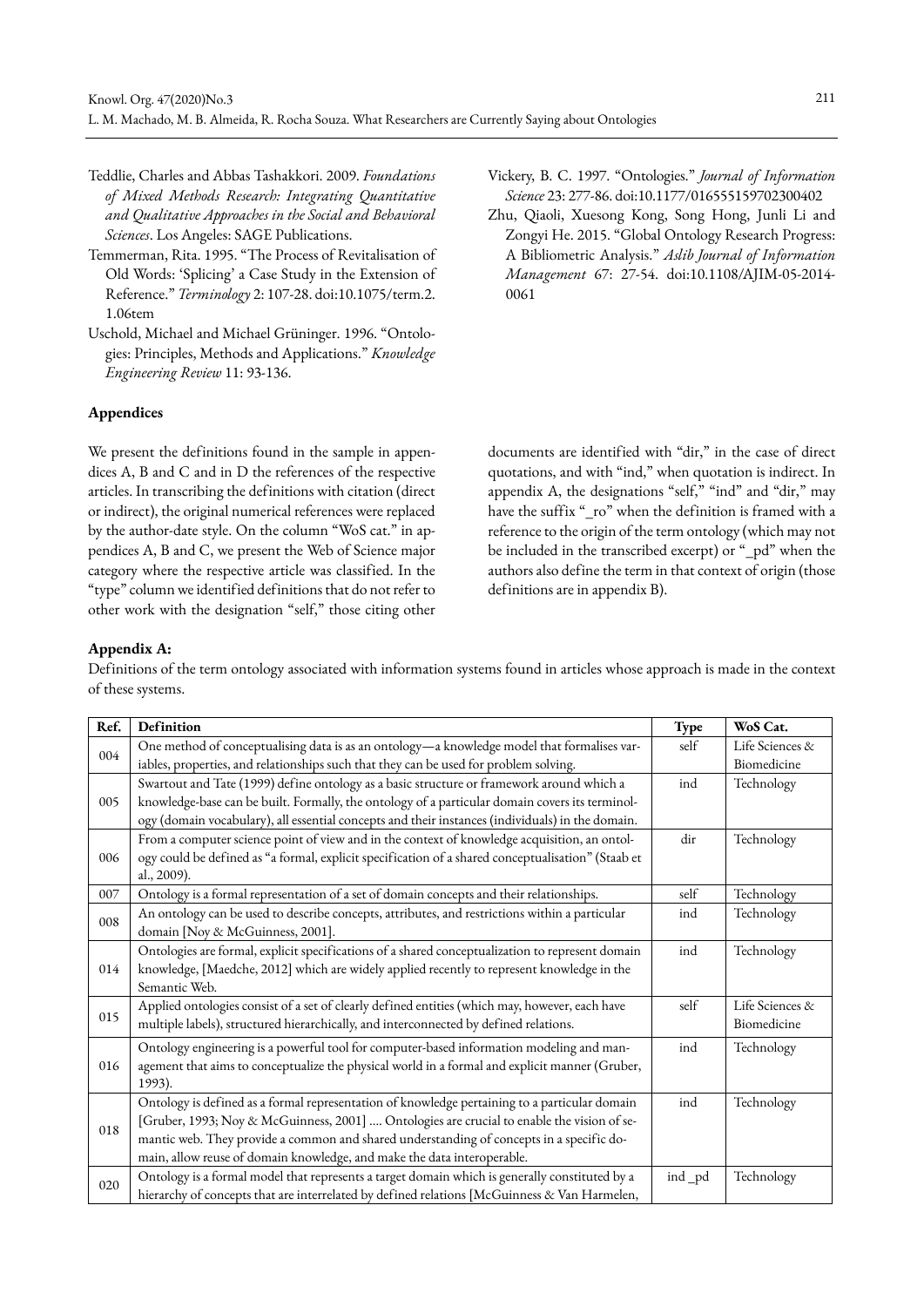Teddlie, Charles and Abbas Tashakkori. 2009. *Foundations of Mixed Methods Research: Integrating Quantitative and Qualitative Approaches in the Social and Behavioral Sciences*. Los Angeles: SAGE Publications.

Temmerman, Rita. 1995. "The Process of Revitalisation of Old Words: 'Splicing' a Case Study in the Extension of Reference." *Terminology* 2: 107-28. doi:10.1075/term.2.1.06tem

Uschold, Michael and Michael Grüninger. 1996. "Ontologies: Principles, Methods and Applications." *Knowledge Engineering Review* 11: 93-136.

Vickery, B. C. 1997. "Ontologies." *Journal of Information Science* 23: 277-86. doi:10.1177/016555159702300402

Zhu, Qiaoli, Xuesong Kong, Song Hong, Junli Li and Zongyi He. 2015. "Global Ontology Research Progress: A Bibliometric Analysis." *Aslib Journal of Information Management* 67: 27-54. doi:10.1108/AJIM-05-2014-0061

## Appendices

We present the definitions found in the sample in appendices A, B and C and in D the references of the respective articles. In transcribing the definitions with citation (direct or indirect), the original numerical references were replaced by the author-date style. On the column "WoS cat." in appendices A, B and C, we present the Web of Science major category where the respective article was classified. In the "type" column we identified definitions that do not refer to other work with the designation "self," those citing other documents are identified with "dir," in the case of direct quotations, and with "ind," when quotation is indirect. In appendix A, the designations "self," "ind" and "dir," may have the suffix "_ro" when the definition is framed with a reference to the origin of the term ontology (which may not be included in the transcribed excerpt) or "_pd" when the authors also define the term in that context of origin (those definitions are in appendix B).

### Appendix A:

Definitions of the term ontology associated with information systems found in articles whose approach is made in the context of these systems.

| Ref. | Definition | Type | WoS Cat. |
|---|---|---|---|
| 004 | One method of conceptualising data is as an ontology—a knowledge model that formalises variables, properties, and relationships such that they can be used for problem solving. | self | Life Sciences & Biomedicine |
| 005 | Swartout and Tate (1999) define ontology as a basic structure or framework around which a knowledge-base can be built. Formally, the ontology of a particular domain covers its terminology (domain vocabulary), all essential concepts and their instances (individuals) in the domain. | ind | Technology |
| 006 | From a computer science point of view and in the context of knowledge acquisition, an ontology could be defined as "a formal, explicit specification of a shared conceptualisation" (Staab et al., 2009). | dir | Technology |
| 007 | Ontology is a formal representation of a set of domain concepts and their relationships. | self | Technology |
| 008 | An ontology can be used to describe concepts, attributes, and restrictions within a particular domain [Noy & McGuinness, 2001]. | ind | Technology |
| 014 | Ontologies are formal, explicit specifications of a shared conceptualization to represent domain knowledge, [Maedche, 2012] which are widely applied recently to represent knowledge in the Semantic Web. | ind | Technology |
| 015 | Applied ontologies consist of a set of clearly defined entities (which may, however, each have multiple labels), structured hierarchically, and interconnected by defined relations. | self | Life Sciences & Biomedicine |
| 016 | Ontology engineering is a powerful tool for computer-based information modeling and management that aims to conceptualize the physical world in a formal and explicit manner (Gruber, 1993). | ind | Technology |
| 018 | Ontology is defined as a formal representation of knowledge pertaining to a particular domain [Gruber, 1993; Noy & McGuinness, 2001] .... Ontologies are crucial to enable the vision of semantic web. They provide a common and shared understanding of concepts in a specific domain, allow reuse of domain knowledge, and make the data interoperable. | ind | Technology |
| 020 | Ontology is a formal model that represents a target domain which is generally constituted by a hierarchy of concepts that are interrelated by defined relations [McGuinness & Van Harmelen, | ind _pd | Technology |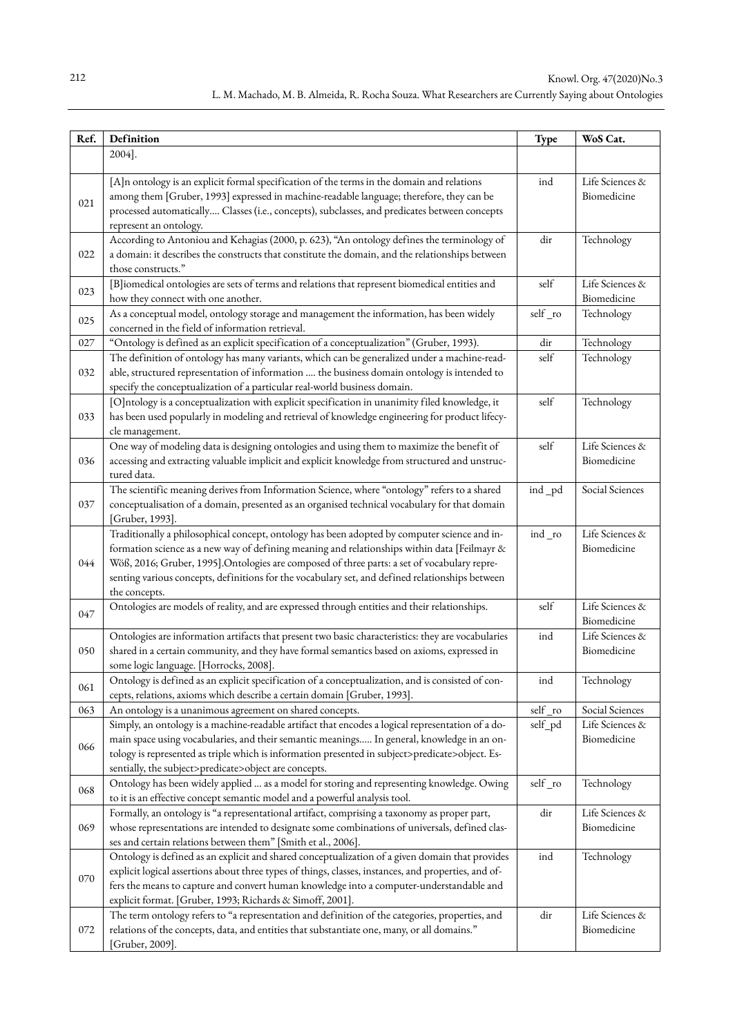| Ref. | Definition | Type | WoS Cat. |
|---|---|---|---|
| | 2004]. | | |
| 021 | [A]n ontology is an explicit formal specification of the terms in the domain and relations among them [Gruber, 1993] expressed in machine-readable language; therefore, they can be processed automatically.... Classes (i.e., concepts), subclasses, and predicates between concepts represent an ontology. | ind | Life Sciences & Biomedicine |
| 022 | According to Antoniou and Kehagias (2000, p. 623), "An ontology defines the terminology of a domain: it describes the constructs that constitute the domain, and the relationships between those constructs." | dir | Technology |
| 023 | [B]iomedical ontologies are sets of terms and relations that represent biomedical entities and how they connect with one another. | self | Life Sciences & Biomedicine |
| 025 | As a conceptual model, ontology storage and management the information, has been widely concerned in the field of information retrieval. | self _ro | Technology |
| 027 | "Ontology is defined as an explicit specification of a conceptualization" (Gruber, 1993). | dir | Technology |
| 032 | The definition of ontology has many variants, which can be generalized under a machine-readable, structured representation of information .... the business domain ontology is intended to specify the conceptualization of a particular real-world business domain. | self | Technology |
| 033 | [O]ntology is a conceptualization with explicit specification in unanimity filed knowledge, it has been used popularly in modeling and retrieval of knowledge engineering for product lifecycle management. | self | Technology |
| 036 | One way of modeling data is designing ontologies and using them to maximize the benefit of accessing and extracting valuable implicit and explicit knowledge from structured and unstructured data. | self | Life Sciences & Biomedicine |
| 037 | The scientific meaning derives from Information Science, where "ontology" refers to a shared conceptualisation of a domain, presented as an organised technical vocabulary for that domain [Gruber, 1993]. | ind _pd | Social Sciences |
| 044 | Traditionally a philosophical concept, ontology has been adopted by computer science and information science as a new way of defining meaning and relationships within data [Feilmayr & Wöß, 2016; Gruber, 1995].Ontologies are composed of three parts: a set of vocabulary representing various concepts, definitions for the vocabulary set, and defined relationships between the concepts. | ind _ro | Life Sciences & Biomedicine |
| 047 | Ontologies are models of reality, and are expressed through entities and their relationships. | self | Life Sciences & Biomedicine |
| 050 | Ontologies are information artifacts that present two basic characteristics: they are vocabularies shared in a certain community, and they have formal semantics based on axioms, expressed in some logic language. [Horrocks, 2008]. | ind | Life Sciences & Biomedicine |
| 061 | Ontology is defined as an explicit specification of a conceptualization, and is consisted of concepts, relations, axioms which describe a certain domain [Gruber, 1993]. | ind | Technology |
| 063 | An ontology is a unanimous agreement on shared concepts. | self _ro | Social Sciences |
| 066 | Simply, an ontology is a machine-readable artifact that encodes a logical representation of a domain space using vocabularies, and their semantic meanings..... In general, knowledge in an ontology is represented as triple which is information presented in subject>predicate>object. Essentially, the subject>predicate>object are concepts. | self_pd | Life Sciences & Biomedicine |
| 068 | Ontology has been widely applied ... as a model for storing and representing knowledge. Owing to it is an effective concept semantic model and a powerful analysis tool. | self _ro | Technology |
| 069 | Formally, an ontology is "a representational artifact, comprising a taxonomy as proper part, whose representations are intended to designate some combinations of universals, defined classes and certain relations between them" [Smith et al., 2006]. | dir | Life Sciences & Biomedicine |
| 070 | Ontology is defined as an explicit and shared conceptualization of a given domain that provides explicit logical assertions about three types of things, classes, instances, and properties, and offers the means to capture and convert human knowledge into a computer-understandable and explicit format. [Gruber, 1993; Richards & Simoff, 2001]. | ind | Technology |
| 072 | The term ontology refers to "a representation and definition of the categories, properties, and relations of the concepts, data, and entities that substantiate one, many, or all domains." [Gruber, 2009]. | dir | Life Sciences & Biomedicine |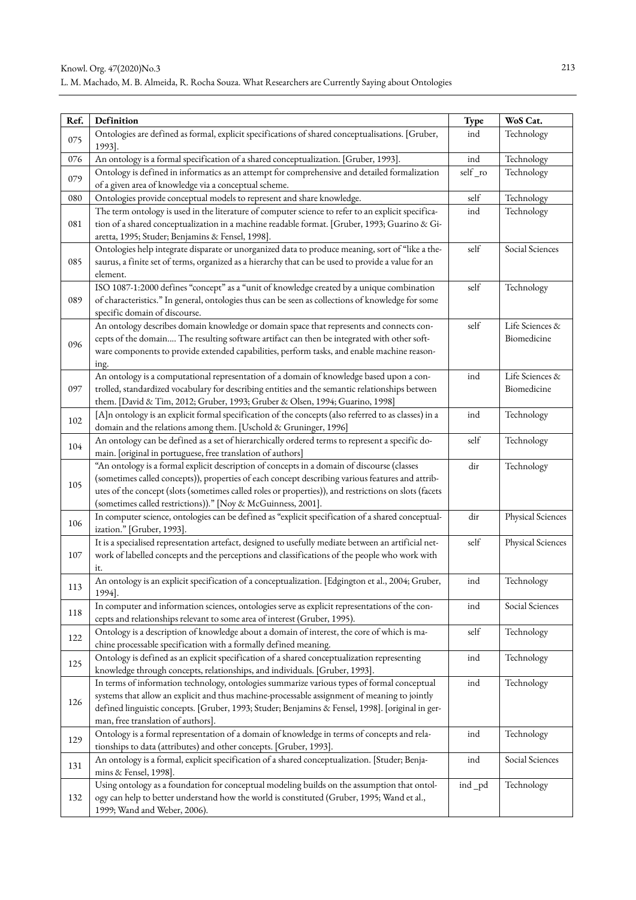| Ref. | Definition | Type | WoS Cat. |
|---|---|---|---|
| 075 | Ontologies are defined as formal, explicit specifications of shared conceptualisations. [Gruber, 1993]. | ind | Technology |
| 076 | An ontology is a formal specification of a shared conceptualization. [Gruber, 1993]. | ind | Technology |
| 079 | Ontology is defined in informatics as an attempt for comprehensive and detailed formalization of a given area of knowledge via a conceptual scheme. | self_ro | Technology |
| 080 | Ontologies provide conceptual models to represent and share knowledge. | self | Technology |
| 081 | The term ontology is used in the literature of computer science to refer to an explicit specification of a shared conceptualization in a machine readable format. [Gruber, 1993; Guarino & Giaretta, 1995; Studer; Benjamins & Fensel, 1998]. | ind | Technology |
| 085 | Ontologies help integrate disparate or unorganized data to produce meaning, sort of "like a thesaurus, a finite set of terms, organized as a hierarchy that can be used to provide a value for an element. | self | Social Sciences |
| 089 | ISO 1087-1:2000 defines "concept" as a "unit of knowledge created by a unique combination of characteristics." In general, ontologies thus can be seen as collections of knowledge for some specific domain of discourse. | self | Technology |
| 096 | An ontology describes domain knowledge or domain space that represents and connects concepts of the domain.... The resulting software artifact can then be integrated with other software components to provide extended capabilities, perform tasks, and enable machine reasoning. | self | Life Sciences & Biomedicine |
| 097 | An ontology is a computational representation of a domain of knowledge based upon a controlled, standardized vocabulary for describing entities and the semantic relationships between them. [David & Tim, 2012; Gruber, 1993; Gruber & Olsen, 1994; Guarino, 1998] | ind | Life Sciences & Biomedicine |
| 102 | [A]n ontology is an explicit formal specification of the concepts (also referred to as classes) in a domain and the relations among them. [Uschold & Gruninger, 1996] | ind | Technology |
| 104 | An ontology can be defined as a set of hierarchically ordered terms to represent a specific domain. [original in portuguese, free translation of authors] | self | Technology |
| 105 | "An ontology is a formal explicit description of concepts in a domain of discourse (classes (sometimes called concepts)), properties of each concept describing various features and attributes of the concept (slots (sometimes called roles or properties)), and restrictions on slots (facets (sometimes called restrictions))." [Noy & McGuinness, 2001]. | dir | Technology |
| 106 | In computer science, ontologies can be defined as "explicit specification of a shared conceptualization." [Gruber, 1993]. | dir | Physical Sciences |
| 107 | It is a specialised representation artefact, designed to usefully mediate between an artificial network of labelled concepts and the perceptions and classifications of the people who work with it. | self | Physical Sciences |
| 113 | An ontology is an explicit specification of a conceptualization. [Edgington et al., 2004; Gruber, 1994]. | ind | Technology |
| 118 | In computer and information sciences, ontologies serve as explicit representations of the concepts and relationships relevant to some area of interest (Gruber, 1995). | ind | Social Sciences |
| 122 | Ontology is a description of knowledge about a domain of interest, the core of which is machine processable specification with a formally defined meaning. | self | Technology |
| 125 | Ontology is defined as an explicit specification of a shared conceptualization representing knowledge through concepts, relationships, and individuals. [Gruber, 1993]. | ind | Technology |
| 126 | In terms of information technology, ontologies summarize various types of formal conceptual systems that allow an explicit and thus machine-processable assignment of meaning to jointly defined linguistic concepts. [Gruber, 1993; Studer; Benjamins & Fensel, 1998]. [original in german, free translation of authors]. | ind | Technology |
| 129 | Ontology is a formal representation of a domain of knowledge in terms of concepts and relationships to data (attributes) and other concepts. [Gruber, 1993]. | ind | Technology |
| 131 | An ontology is a formal, explicit specification of a shared conceptualization. [Studer; Benjamins & Fensel, 1998]. | ind | Social Sciences |
| 132 | Using ontology as a foundation for conceptual modeling builds on the assumption that ontology can help to better understand how the world is constituted (Gruber, 1995; Wand et al., 1999; Wand and Weber, 2006). | ind_pd | Technology |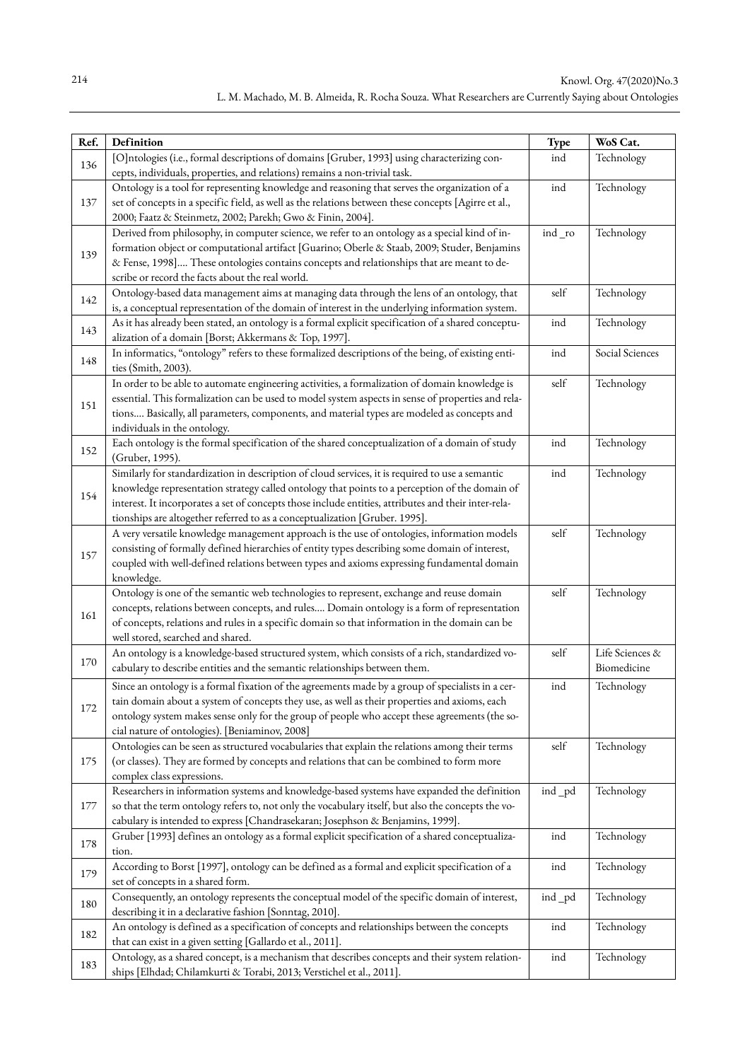| Ref. | Definition | Type | WoS Cat. |
|---|---|---|---|
| 136 | [O]ntologies (i.e., formal descriptions of domains [Gruber, 1993] using characterizing concepts, individuals, properties, and relations) remains a non-trivial task. | ind | Technology |
| 137 | Ontology is a tool for representing knowledge and reasoning that serves the organization of a set of concepts in a specific field, as well as the relations between these concepts [Agirre et al., 2000; Faatz & Steinmetz, 2002; Parekh; Gwo & Finin, 2004]. | ind | Technology |
| 139 | Derived from philosophy, in computer science, we refer to an ontology as a special kind of information object or computational artifact [Guarino; Oberle & Staab, 2009; Studer, Benjamins & Fense, 1998].... These ontologies contains concepts and relationships that are meant to describe or record the facts about the real world. | ind _ro | Technology |
| 142 | Ontology-based data management aims at managing data through the lens of an ontology, that is, a conceptual representation of the domain of interest in the underlying information system. | self | Technology |
| 143 | As it has already been stated, an ontology is a formal explicit specification of a shared conceptualization of a domain [Borst; Akkermans & Top, 1997]. | ind | Technology |
| 148 | In informatics, "ontology" refers to these formalized descriptions of the being, of existing entities (Smith, 2003). | ind | Social Sciences |
| 151 | In order to be able to automate engineering activities, a formalization of domain knowledge is essential. This formalization can be used to model system aspects in sense of properties and relations.... Basically, all parameters, components, and material types are modeled as concepts and individuals in the ontology. | self | Technology |
| 152 | Each ontology is the formal specification of the shared conceptualization of a domain of study (Gruber, 1995). | ind | Technology |
| 154 | Similarly for standardization in description of cloud services, it is required to use a semantic knowledge representation strategy called ontology that points to a perception of the domain of interest. It incorporates a set of concepts those include entities, attributes and their inter-relationships are altogether referred to as a conceptualization [Gruber. 1995]. | ind | Technology |
| 157 | A very versatile knowledge management approach is the use of ontologies, information models consisting of formally defined hierarchies of entity types describing some domain of interest, coupled with well-defined relations between types and axioms expressing fundamental domain knowledge. | self | Technology |
| 161 | Ontology is one of the semantic web technologies to represent, exchange and reuse domain concepts, relations between concepts, and rules.... Domain ontology is a form of representation of concepts, relations and rules in a specific domain so that information in the domain can be well stored, searched and shared. | self | Technology |
| 170 | An ontology is a knowledge-based structured system, which consists of a rich, standardized vocabulary to describe entities and the semantic relationships between them. | self | Life Sciences & Biomedicine |
| 172 | Since an ontology is a formal fixation of the agreements made by a group of specialists in a certain domain about a system of concepts they use, as well as their properties and axioms, each ontology system makes sense only for the group of people who accept these agreements (the social nature of ontologies). [Beniaminov, 2008] | ind | Technology |
| 175 | Ontologies can be seen as structured vocabularies that explain the relations among their terms (or classes). They are formed by concepts and relations that can be combined to form more complex class expressions. | self | Technology |
| 177 | Researchers in information systems and knowledge-based systems have expanded the definition so that the term ontology refers to, not only the vocabulary itself, but also the concepts the vocabulary is intended to express [Chandrasekaran; Josephson & Benjamins, 1999]. | ind _pd | Technology |
| 178 | Gruber [1993] defines an ontology as a formal explicit specification of a shared conceptualization. | ind | Technology |
| 179 | According to Borst [1997], ontology can be defined as a formal and explicit specification of a set of concepts in a shared form. | ind | Technology |
| 180 | Consequently, an ontology represents the conceptual model of the specific domain of interest, describing it in a declarative fashion [Sonntag, 2010]. | ind _pd | Technology |
| 182 | An ontology is defined as a specification of concepts and relationships between the concepts that can exist in a given setting [Gallardo et al., 2011]. | ind | Technology |
| 183 | Ontology, as a shared concept, is a mechanism that describes concepts and their system relationships [Elhdad; Chilamkurti & Torabi, 2013; Verstichel et al., 2011]. | ind | Technology |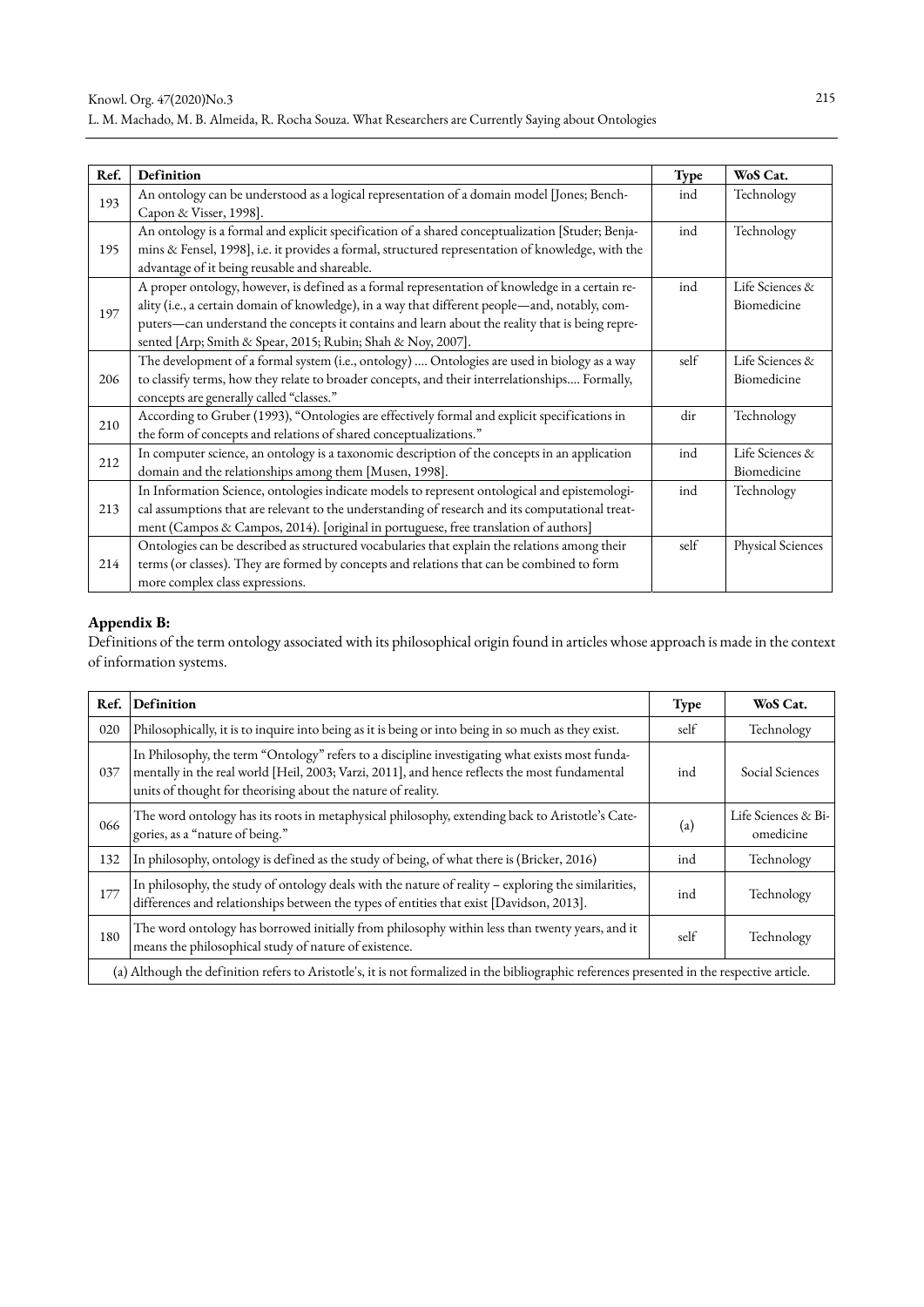| Ref. | Definition | Type | WoS Cat. |
|---|---|---|---|
| 193 | An ontology can be understood as a logical representation of a domain model [Jones; Bench-Capon & Visser, 1998]. | ind | Technology |
| 195 | An ontology is a formal and explicit specification of a shared conceptualization [Studer; Benjamins & Fensel, 1998], i.e. it provides a formal, structured representation of knowledge, with the advantage of it being reusable and shareable. | ind | Technology |
| 197 | A proper ontology, however, is defined as a formal representation of knowledge in a certain reality (i.e., a certain domain of knowledge), in a way that different people—and, notably, computers—can understand the concepts it contains and learn about the reality that is being represented [Arp; Smith & Spear, 2015; Rubin; Shah & Noy, 2007]. | ind | Life Sciences & Biomedicine |
| 206 | The development of a formal system (i.e., ontology) .... Ontologies are used in biology as a way to classify terms, how they relate to broader concepts, and their interrelationships.... Formally, concepts are generally called "classes." | self | Life Sciences & Biomedicine |
| 210 | According to Gruber (1993), "Ontologies are effectively formal and explicit specifications in the form of concepts and relations of shared conceptualizations." | dir | Technology |
| 212 | In computer science, an ontology is a taxonomic description of the concepts in an application domain and the relationships among them [Musen, 1998]. | ind | Life Sciences & Biomedicine |
| 213 | In Information Science, ontologies indicate models to represent ontological and epistemological assumptions that are relevant to the understanding of research and its computational treatment (Campos & Campos, 2014). [original in portuguese, free translation of authors] | ind | Technology |
| 214 | Ontologies can be described as structured vocabularies that explain the relations among their terms (or classes). They are formed by concepts and relations that can be combined to form more complex class expressions. | self | Physical Sciences |

**Appendix B:**
Definitions of the term ontology associated with its philosophical origin found in articles whose approach is made in the context of information systems.

| Ref. | Definition | Type | WoS Cat. |
|---|---|---|---|
| 020 | Philosophically, it is to inquire into being as it is being or into being in so much as they exist. | self | Technology |
| 037 | In Philosophy, the term "Ontology" refers to a discipline investigating what exists most fundamentally in the real world [Heil, 2003; Varzi, 2011], and hence reflects the most fundamental units of thought for theorising about the nature of reality. | ind | Social Sciences |
| 066 | The word ontology has its roots in metaphysical philosophy, extending back to Aristotle's Categories, as a "nature of being." | (a) | Life Sciences & Biomedicine |
| 132 | In philosophy, ontology is defined as the study of being, of what there is (Bricker, 2016) | ind | Technology |
| 177 | In philosophy, the study of ontology deals with the nature of reality – exploring the similarities, differences and relationships between the types of entities that exist [Davidson, 2013]. | ind | Technology |
| 180 | The word ontology has borrowed initially from philosophy within less than twenty years, and it means the philosophical study of nature of existence. | self | Technology |

(a) Although the definition refers to Aristotle's, it is not formalized in the bibliographic references presented in the respective article.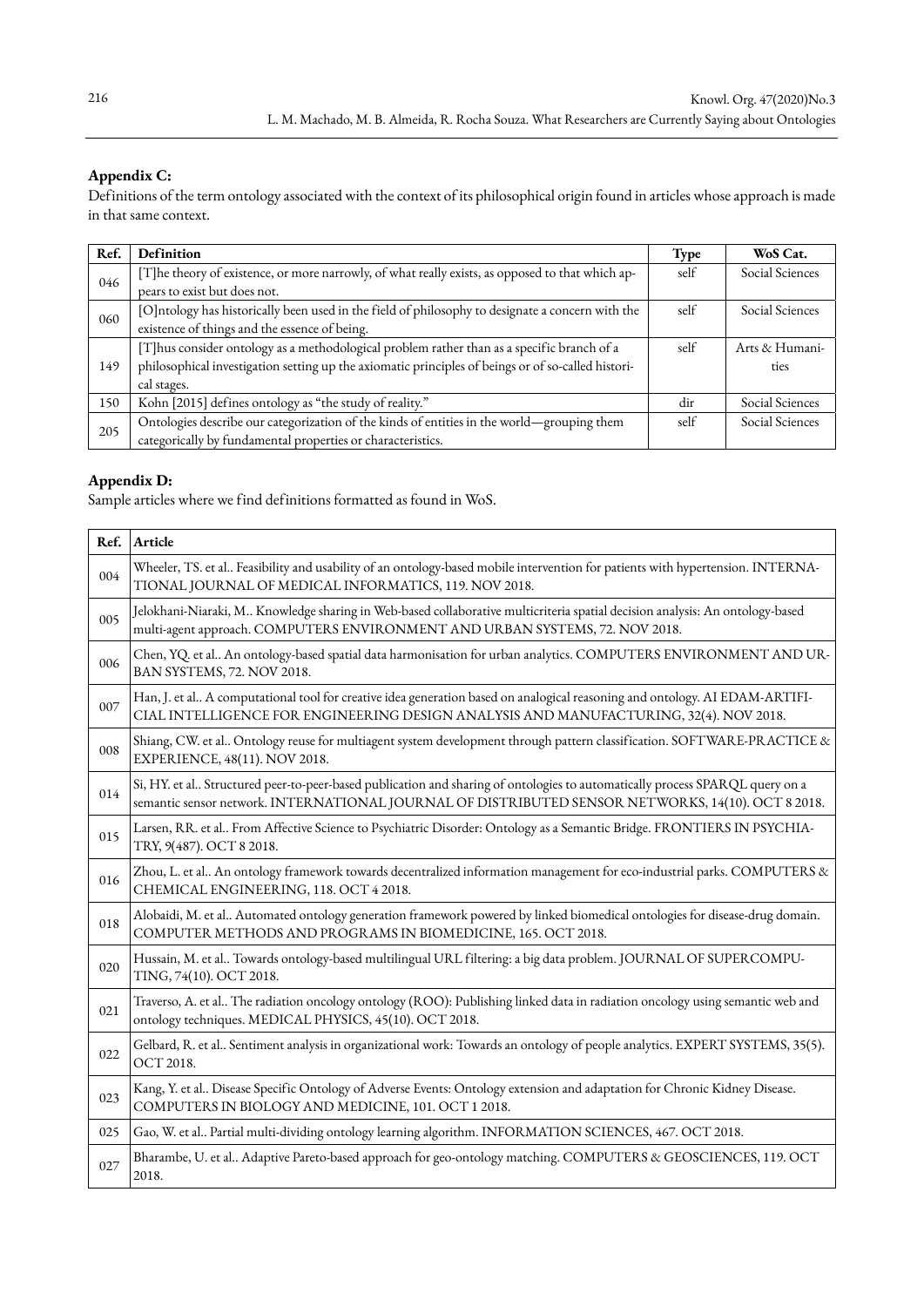**Appendix C:**

Definitions of the term ontology associated with the context of its philosophical origin found in articles whose approach is made in that same context.

| Ref. | Definition | Type | WoS Cat. |
|---|---|---|---|
| 046 | [T]he theory of existence, or more narrowly, of what really exists, as opposed to that which appears to exist but does not. | self | Social Sciences |
| 060 | [O]ntology has historically been used in the field of philosophy to designate a concern with the existence of things and the essence of being. | self | Social Sciences |
| 149 | [T]hus consider ontology as a methodological problem rather than as a specific branch of a philosophical investigation setting up the axiomatic principles of beings or of so-called historical stages. | self | Arts & Humanities |
| 150 | Kohn [2015] defines ontology as "the study of reality." | dir | Social Sciences |
| 205 | Ontologies describe our categorization of the kinds of entities in the world—grouping them categorically by fundamental properties or characteristics. | self | Social Sciences |

**Appendix D:**

Sample articles where we find definitions formatted as found in WoS.

| Ref. | Article |
|---|---|
| 004 | Wheeler, TS. et al.. Feasibility and usability of an ontology-based mobile intervention for patients with hypertension. INTERNATIONAL JOURNAL OF MEDICAL INFORMATICS, 119. NOV 2018. |
| 005 | Jelokhani-Niaraki, M.. Knowledge sharing in Web-based collaborative multicriteria spatial decision analysis: An ontology-based multi-agent approach. COMPUTERS ENVIRONMENT AND URBAN SYSTEMS, 72. NOV 2018. |
| 006 | Chen, YQ. et al.. An ontology-based spatial data harmonisation for urban analytics. COMPUTERS ENVIRONMENT AND URBAN SYSTEMS, 72. NOV 2018. |
| 007 | Han, J. et al.. A computational tool for creative idea generation based on analogical reasoning and ontology. AI EDAM-ARTIFICIAL INTELLIGENCE FOR ENGINEERING DESIGN ANALYSIS AND MANUFACTURING, 32(4). NOV 2018. |
| 008 | Shiang, CW. et al.. Ontology reuse for multiagent system development through pattern classification. SOFTWARE-PRACTICE & EXPERIENCE, 48(11). NOV 2018. |
| 014 | Si, HY. et al.. Structured peer-to-peer-based publication and sharing of ontologies to automatically process SPARQL query on a semantic sensor network. INTERNATIONAL JOURNAL OF DISTRIBUTED SENSOR NETWORKS, 14(10). OCT 8 2018. |
| 015 | Larsen, RR. et al.. From Affective Science to Psychiatric Disorder: Ontology as a Semantic Bridge. FRONTIERS IN PSYCHIATRY, 9(487). OCT 8 2018. |
| 016 | Zhou, L. et al.. An ontology framework towards decentralized information management for eco-industrial parks. COMPUTERS & CHEMICAL ENGINEERING, 118. OCT 4 2018. |
| 018 | Alobaidi, M. et al.. Automated ontology generation framework powered by linked biomedical ontologies for disease-drug domain. COMPUTER METHODS AND PROGRAMS IN BIOMEDICINE, 165. OCT 2018. |
| 020 | Hussain, M. et al.. Towards ontology-based multilingual URL filtering: a big data problem. JOURNAL OF SUPERCOMPUTING, 74(10). OCT 2018. |
| 021 | Traverso, A. et al.. The radiation oncology ontology (ROO): Publishing linked data in radiation oncology using semantic web and ontology techniques. MEDICAL PHYSICS, 45(10). OCT 2018. |
| 022 | Gelbard, R. et al.. Sentiment analysis in organizational work: Towards an ontology of people analytics. EXPERT SYSTEMS, 35(5). OCT 2018. |
| 023 | Kang, Y. et al.. Disease Specific Ontology of Adverse Events: Ontology extension and adaptation for Chronic Kidney Disease. COMPUTERS IN BIOLOGY AND MEDICINE, 101. OCT 1 2018. |
| 025 | Gao, W. et al.. Partial multi-dividing ontology learning algorithm. INFORMATION SCIENCES, 467. OCT 2018. |
| 027 | Bharambe, U. et al.. Adaptive Pareto-based approach for geo-ontology matching. COMPUTERS & GEOSCIENCES, 119. OCT 2018. |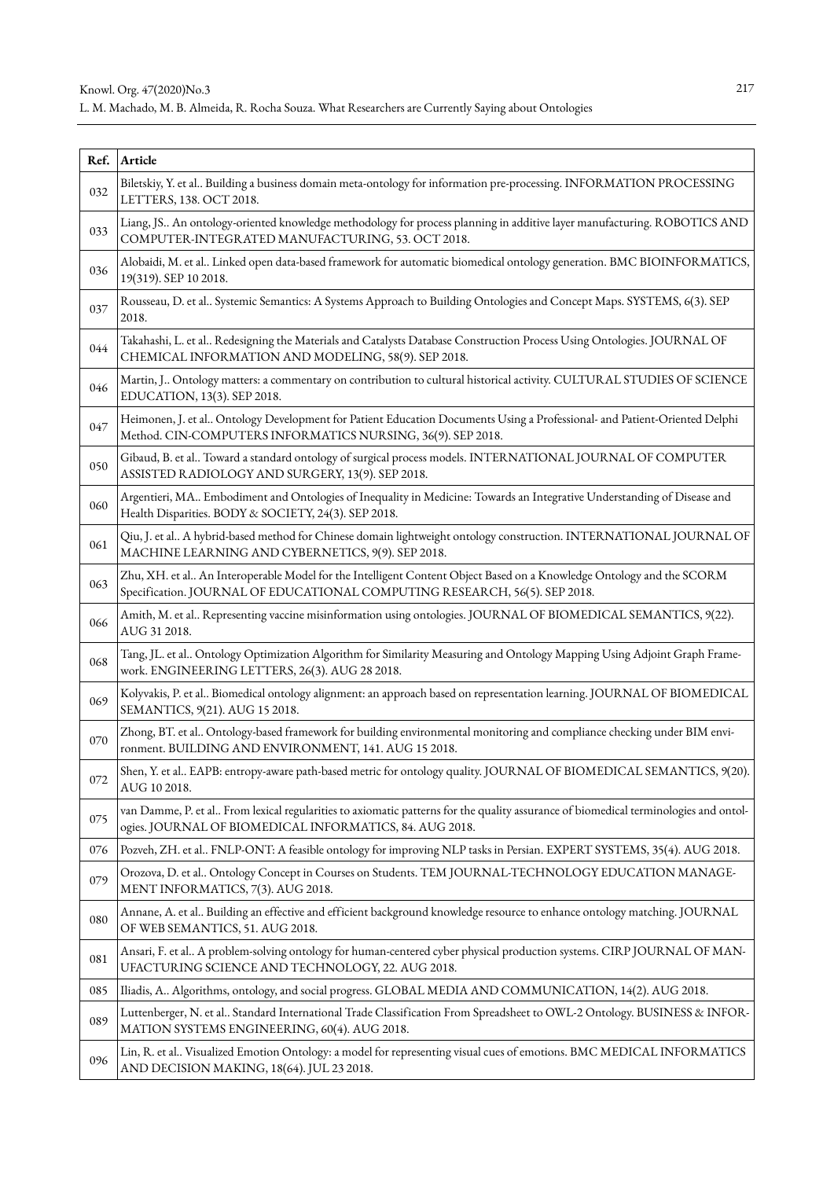| Ref. | Article |
|---|---|
| 032 | Biletskiy, Y. et al.. Building a business domain meta-ontology for information pre-processing. INFORMATION PROCESSING LETTERS, 138. OCT 2018. |
| 033 | Liang, JS.. An ontology-oriented knowledge methodology for process planning in additive layer manufacturing. ROBOTICS AND COMPUTER-INTEGRATED MANUFACTURING, 53. OCT 2018. |
| 036 | Alobaidi, M. et al.. Linked open data-based framework for automatic biomedical ontology generation. BMC BIOINFORMATICS, 19(319). SEP 10 2018. |
| 037 | Rousseau, D. et al.. Systemic Semantics: A Systems Approach to Building Ontologies and Concept Maps. SYSTEMS, 6(3). SEP 2018. |
| 044 | Takahashi, L. et al.. Redesigning the Materials and Catalysts Database Construction Process Using Ontologies. JOURNAL OF CHEMICAL INFORMATION AND MODELING, 58(9). SEP 2018. |
| 046 | Martin, J.. Ontology matters: a commentary on contribution to cultural historical activity. CULTURAL STUDIES OF SCIENCE EDUCATION, 13(3). SEP 2018. |
| 047 | Heimonen, J. et al.. Ontology Development for Patient Education Documents Using a Professional- and Patient-Oriented Delphi Method. CIN-COMPUTERS INFORMATICS NURSING, 36(9). SEP 2018. |
| 050 | Gibaud, B. et al.. Toward a standard ontology of surgical process models. INTERNATIONAL JOURNAL OF COMPUTER ASSISTED RADIOLOGY AND SURGERY, 13(9). SEP 2018. |
| 060 | Argentieri, MA.. Embodiment and Ontologies of Inequality in Medicine: Towards an Integrative Understanding of Disease and Health Disparities. BODY & SOCIETY, 24(3). SEP 2018. |
| 061 | Qiu, J. et al.. A hybrid-based method for Chinese domain lightweight ontology construction. INTERNATIONAL JOURNAL OF MACHINE LEARNING AND CYBERNETICS, 9(9). SEP 2018. |
| 063 | Zhu, XH. et al.. An Interoperable Model for the Intelligent Content Object Based on a Knowledge Ontology and the SCORM Specification. JOURNAL OF EDUCATIONAL COMPUTING RESEARCH, 56(5). SEP 2018. |
| 066 | Amith, M. et al.. Representing vaccine misinformation using ontologies. JOURNAL OF BIOMEDICAL SEMANTICS, 9(22). AUG 31 2018. |
| 068 | Tang, JL. et al.. Ontology Optimization Algorithm for Similarity Measuring and Ontology Mapping Using Adjoint Graph Framework. ENGINEERING LETTERS, 26(3). AUG 28 2018. |
| 069 | Kolyvakis, P. et al.. Biomedical ontology alignment: an approach based on representation learning. JOURNAL OF BIOMEDICAL SEMANTICS, 9(21). AUG 15 2018. |
| 070 | Zhong, BT. et al.. Ontology-based framework for building environmental monitoring and compliance checking under BIM environment. BUILDING AND ENVIRONMENT, 141. AUG 15 2018. |
| 072 | Shen, Y. et al.. EAPB: entropy-aware path-based metric for ontology quality. JOURNAL OF BIOMEDICAL SEMANTICS, 9(20). AUG 10 2018. |
| 075 | van Damme, P. et al.. From lexical regularities to axiomatic patterns for the quality assurance of biomedical terminologies and ontologies. JOURNAL OF BIOMEDICAL INFORMATICS, 84. AUG 2018. |
| 076 | Pozveh, ZH. et al.. FNLP-ONT: A feasible ontology for improving NLP tasks in Persian. EXPERT SYSTEMS, 35(4). AUG 2018. |
| 079 | Orozova, D. et al.. Ontology Concept in Courses on Students. TEM JOURNAL-TECHNOLOGY EDUCATION MANAGEMENT INFORMATICS, 7(3). AUG 2018. |
| 080 | Annane, A. et al.. Building an effective and efficient background knowledge resource to enhance ontology matching. JOURNAL OF WEB SEMANTICS, 51. AUG 2018. |
| 081 | Ansari, F. et al.. A problem-solving ontology for human-centered cyber physical production systems. CIRP JOURNAL OF MANUFACTURING SCIENCE AND TECHNOLOGY, 22. AUG 2018. |
| 085 | Iliadis, A.. Algorithms, ontology, and social progress. GLOBAL MEDIA AND COMMUNICATION, 14(2). AUG 2018. |
| 089 | Luttenberger, N. et al.. Standard International Trade Classification From Spreadsheet to OWL-2 Ontology. BUSINESS & INFORMATION SYSTEMS ENGINEERING, 60(4). AUG 2018. |
| 096 | Lin, R. et al.. Visualized Emotion Ontology: a model for representing visual cues of emotions. BMC MEDICAL INFORMATICS AND DECISION MAKING, 18(64). JUL 23 2018. |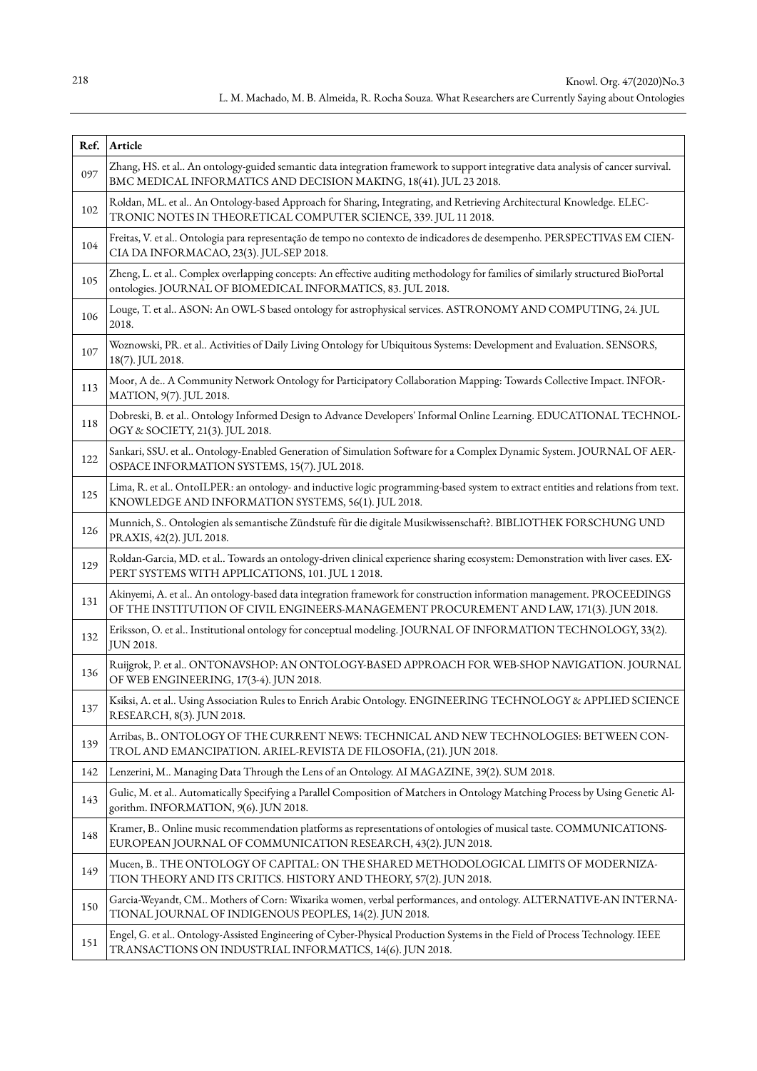| Ref. | Article |
|---|---|
| 097 | Zhang, HS. et al.. An ontology-guided semantic data integration framework to support integrative data analysis of cancer survival. BMC MEDICAL INFORMATICS AND DECISION MAKING, 18(41). JUL 23 2018. |
| 102 | Roldan, ML. et al.. An Ontology-based Approach for Sharing, Integrating, and Retrieving Architectural Knowledge. ELECTRONIC NOTES IN THEORETICAL COMPUTER SCIENCE, 339. JUL 11 2018. |
| 104 | Freitas, V. et al.. Ontologia para representação de tempo no contexto de indicadores de desempenho. PERSPECTIVAS EM CIENCIA DA INFORMACAO, 23(3). JUL-SEP 2018. |
| 105 | Zheng, L. et al.. Complex overlapping concepts: An effective auditing methodology for families of similarly structured BioPortal ontologies. JOURNAL OF BIOMEDICAL INFORMATICS, 83. JUL 2018. |
| 106 | Louge, T. et al.. ASON: An OWL-S based ontology for astrophysical services. ASTRONOMY AND COMPUTING, 24. JUL 2018. |
| 107 | Woznowski, PR. et al.. Activities of Daily Living Ontology for Ubiquitous Systems: Development and Evaluation. SENSORS, 18(7). JUL 2018. |
| 113 | Moor, A de.. A Community Network Ontology for Participatory Collaboration Mapping: Towards Collective Impact. INFORMATION, 9(7). JUL 2018. |
| 118 | Dobreski, B. et al.. Ontology Informed Design to Advance Developers' Informal Online Learning. EDUCATIONAL TECHNOLOGY & SOCIETY, 21(3). JUL 2018. |
| 122 | Sankari, SSU. et al.. Ontology-Enabled Generation of Simulation Software for a Complex Dynamic System. JOURNAL OF AEROSPACE INFORMATION SYSTEMS, 15(7). JUL 2018. |
| 125 | Lima, R. et al.. OntoILPER: an ontology- and inductive logic programming-based system to extract entities and relations from text. KNOWLEDGE AND INFORMATION SYSTEMS, 56(1). JUL 2018. |
| 126 | Munnich, S.. Ontologien als semantische Zündstufe für die digitale Musikwissenschaft?. BIBLIOTHEK FORSCHUNG UND PRAXIS, 42(2). JUL 2018. |
| 129 | Roldan-Garcia, MD. et al.. Towards an ontology-driven clinical experience sharing ecosystem: Demonstration with liver cases. EXPERT SYSTEMS WITH APPLICATIONS, 101. JUL 1 2018. |
| 131 | Akinyemi, A. et al.. An ontology-based data integration framework for construction information management. PROCEEDINGS OF THE INSTITUTION OF CIVIL ENGINEERS-MANAGEMENT PROCUREMENT AND LAW, 171(3). JUN 2018. |
| 132 | Eriksson, O. et al.. Institutional ontology for conceptual modeling. JOURNAL OF INFORMATION TECHNOLOGY, 33(2). JUN 2018. |
| 136 | Ruijgrok, P. et al.. ONTONAVSHOP: AN ONTOLOGY-BASED APPROACH FOR WEB-SHOP NAVIGATION. JOURNAL OF WEB ENGINEERING, 17(3-4). JUN 2018. |
| 137 | Ksiksi, A. et al.. Using Association Rules to Enrich Arabic Ontology. ENGINEERING TECHNOLOGY & APPLIED SCIENCE RESEARCH, 8(3). JUN 2018. |
| 139 | Arribas, B.. ONTOLOGY OF THE CURRENT NEWS: TECHNICAL AND NEW TECHNOLOGIES: BETWEEN CONTROL AND EMANCIPATION. ARIEL-REVISTA DE FILOSOFIA, (21). JUN 2018. |
| 142 | Lenzerini, M.. Managing Data Through the Lens of an Ontology. AI MAGAZINE, 39(2). SUM 2018. |
| 143 | Gulic, M. et al.. Automatically Specifying a Parallel Composition of Matchers in Ontology Matching Process by Using Genetic Algorithm. INFORMATION, 9(6). JUN 2018. |
| 148 | Kramer, B.. Online music recommendation platforms as representations of ontologies of musical taste. COMMUNICATIONS-EUROPEAN JOURNAL OF COMMUNICATION RESEARCH, 43(2). JUN 2018. |
| 149 | Mucen, B.. THE ONTOLOGY OF CAPITAL: ON THE SHARED METHODOLOGICAL LIMITS OF MODERNIZATION THEORY AND ITS CRITICS. HISTORY AND THEORY, 57(2). JUN 2018. |
| 150 | Garcia-Weyandt, CM.. Mothers of Corn: Wixarika women, verbal performances, and ontology. ALTERNATIVE-AN INTERNATIONAL JOURNAL OF INDIGENOUS PEOPLES, 14(2). JUN 2018. |
| 151 | Engel, G. et al.. Ontology-Assisted Engineering of Cyber-Physical Production Systems in the Field of Process Technology. IEEE TRANSACTIONS ON INDUSTRIAL INFORMATICS, 14(6). JUN 2018. |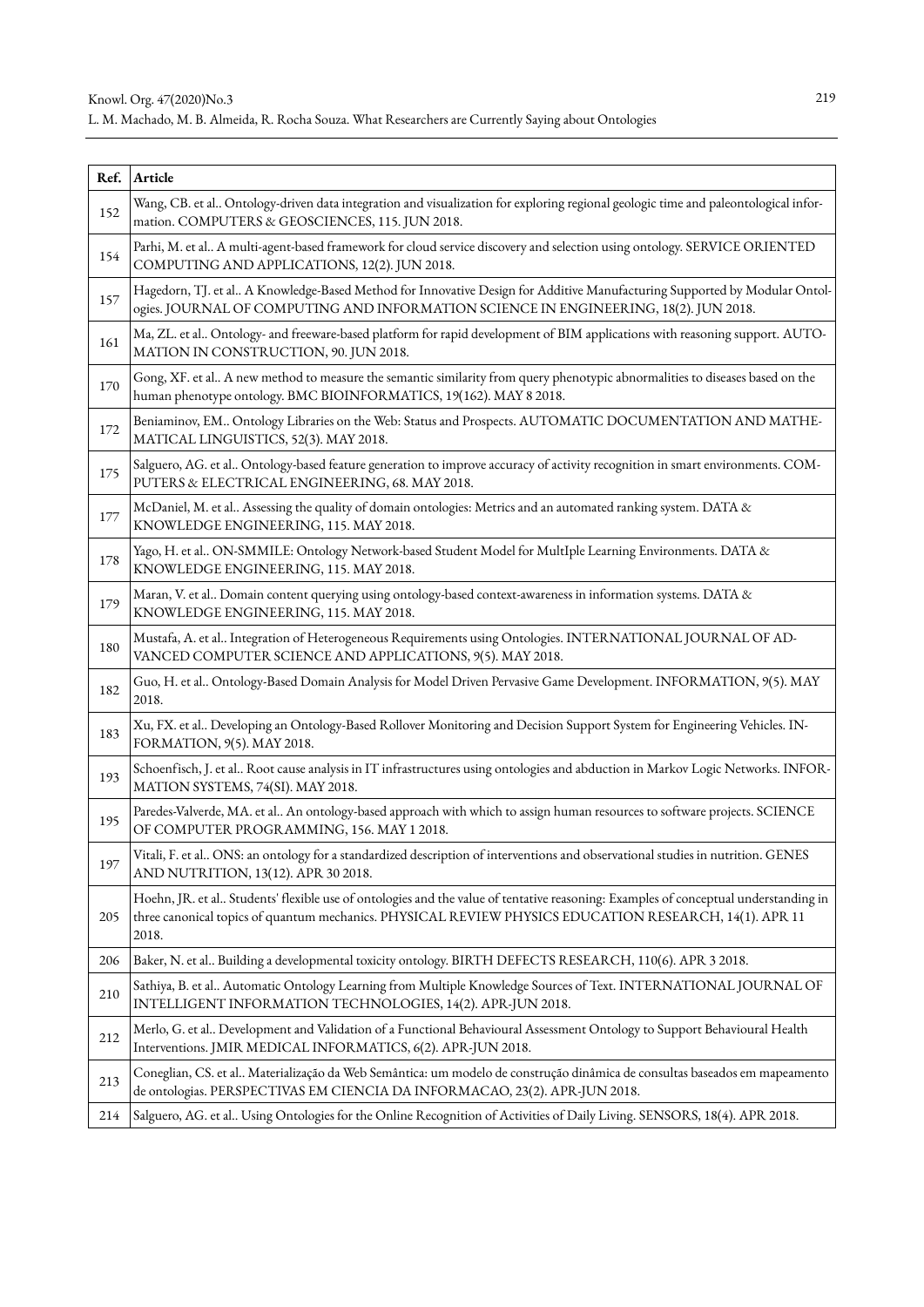| Ref. | Article |
|---|---|
| 152 | Wang, CB. et al.. Ontology-driven data integration and visualization for exploring regional geologic time and paleontological information. COMPUTERS & GEOSCIENCES, 115. JUN 2018. |
| 154 | Parhi, M. et al.. A multi-agent-based framework for cloud service discovery and selection using ontology. SERVICE ORIENTED COMPUTING AND APPLICATIONS, 12(2). JUN 2018. |
| 157 | Hagedorn, TJ. et al.. A Knowledge-Based Method for Innovative Design for Additive Manufacturing Supported by Modular Ontologies. JOURNAL OF COMPUTING AND INFORMATION SCIENCE IN ENGINEERING, 18(2). JUN 2018. |
| 161 | Ma, ZL. et al.. Ontology- and freeware-based platform for rapid development of BIM applications with reasoning support. AUTOMATION IN CONSTRUCTION, 90. JUN 2018. |
| 170 | Gong, XF. et al.. A new method to measure the semantic similarity from query phenotypic abnormalities to diseases based on the human phenotype ontology. BMC BIOINFORMATICS, 19(162). MAY 8 2018. |
| 172 | Beniaminov, EM.. Ontology Libraries on the Web: Status and Prospects. AUTOMATIC DOCUMENTATION AND MATHEMATICAL LINGUISTICS, 52(3). MAY 2018. |
| 175 | Salguero, AG. et al.. Ontology-based feature generation to improve accuracy of activity recognition in smart environments. COMPUTERS & ELECTRICAL ENGINEERING, 68. MAY 2018. |
| 177 | McDaniel, M. et al.. Assessing the quality of domain ontologies: Metrics and an automated ranking system. DATA & KNOWLEDGE ENGINEERING, 115. MAY 2018. |
| 178 | Yago, H. et al.. ON-SMMILE: Ontology Network-based Student Model for MultIple Learning Environments. DATA & KNOWLEDGE ENGINEERING, 115. MAY 2018. |
| 179 | Maran, V. et al.. Domain content querying using ontology-based context-awareness in information systems. DATA & KNOWLEDGE ENGINEERING, 115. MAY 2018. |
| 180 | Mustafa, A. et al.. Integration of Heterogeneous Requirements using Ontologies. INTERNATIONAL JOURNAL OF ADVANCED COMPUTER SCIENCE AND APPLICATIONS, 9(5). MAY 2018. |
| 182 | Guo, H. et al.. Ontology-Based Domain Analysis for Model Driven Pervasive Game Development. INFORMATION, 9(5). MAY 2018. |
| 183 | Xu, FX. et al.. Developing an Ontology-Based Rollover Monitoring and Decision Support System for Engineering Vehicles. INFORMATION, 9(5). MAY 2018. |
| 193 | Schoenfisch, J. et al.. Root cause analysis in IT infrastructures using ontologies and abduction in Markov Logic Networks. INFORMATION SYSTEMS, 74(SI). MAY 2018. |
| 195 | Paredes-Valverde, MA. et al.. An ontology-based approach with which to assign human resources to software projects. SCIENCE OF COMPUTER PROGRAMMING, 156. MAY 1 2018. |
| 197 | Vitali, F. et al.. ONS: an ontology for a standardized description of interventions and observational studies in nutrition. GENES AND NUTRITION, 13(12). APR 30 2018. |
| 205 | Hoehn, JR. et al.. Students' flexible use of ontologies and the value of tentative reasoning: Examples of conceptual understanding in three canonical topics of quantum mechanics. PHYSICAL REVIEW PHYSICS EDUCATION RESEARCH, 14(1). APR 11 2018. |
| 206 | Baker, N. et al.. Building a developmental toxicity ontology. BIRTH DEFECTS RESEARCH, 110(6). APR 3 2018. |
| 210 | Sathiya, B. et al.. Automatic Ontology Learning from Multiple Knowledge Sources of Text. INTERNATIONAL JOURNAL OF INTELLIGENT INFORMATION TECHNOLOGIES, 14(2). APR-JUN 2018. |
| 212 | Merlo, G. et al.. Development and Validation of a Functional Behavioural Assessment Ontology to Support Behavioural Health Interventions. JMIR MEDICAL INFORMATICS, 6(2). APR-JUN 2018. |
| 213 | Coneglian, CS. et al.. Materialização da Web Semântica: um modelo de construção dinâmica de consultas baseados em mapeamento de ontologias. PERSPECTIVAS EM CIENCIA DA INFORMACAO, 23(2). APR-JUN 2018. |
| 214 | Salguero, AG. et al.. Using Ontologies for the Online Recognition of Activities of Daily Living. SENSORS, 18(4). APR 2018. |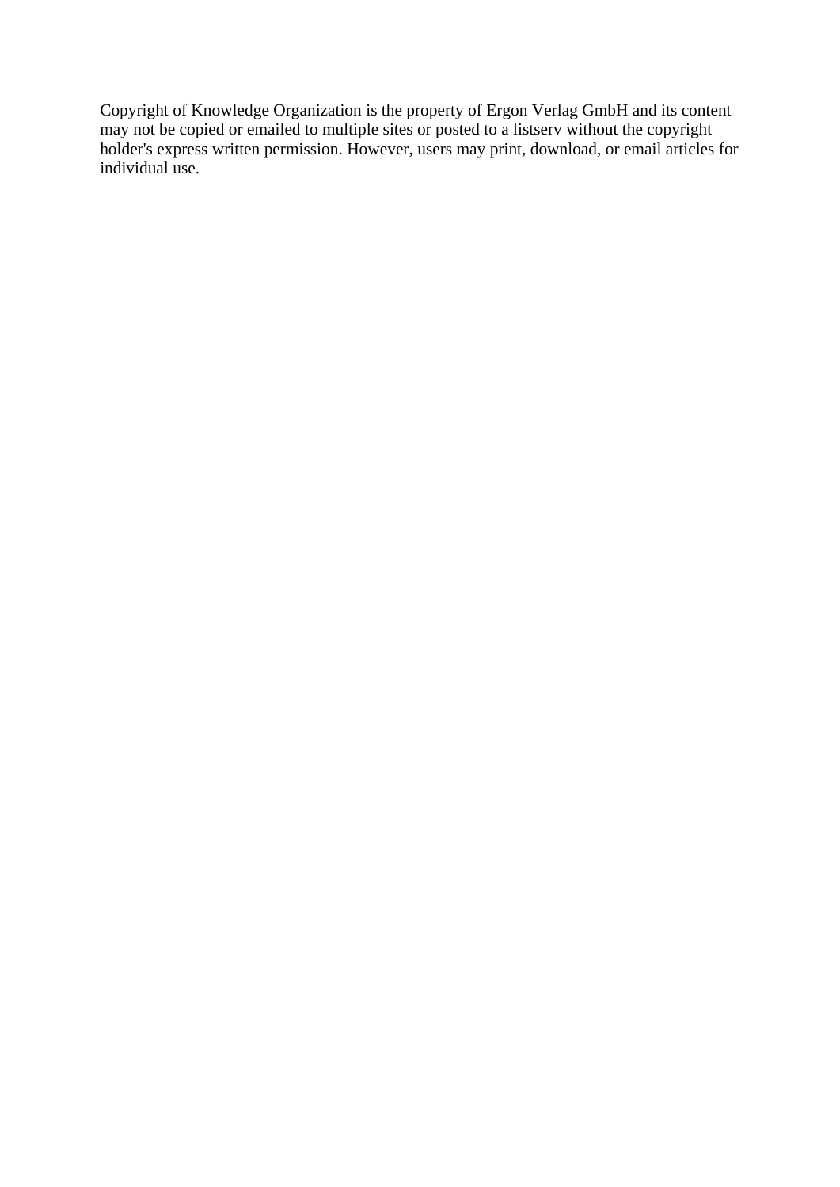Copyright of Knowledge Organization is the property of Ergon Verlag GmbH and its content may not be copied or emailed to multiple sites or posted to a listserv without the copyright holder's express written permission. However, users may print, download, or email articles for individual use.